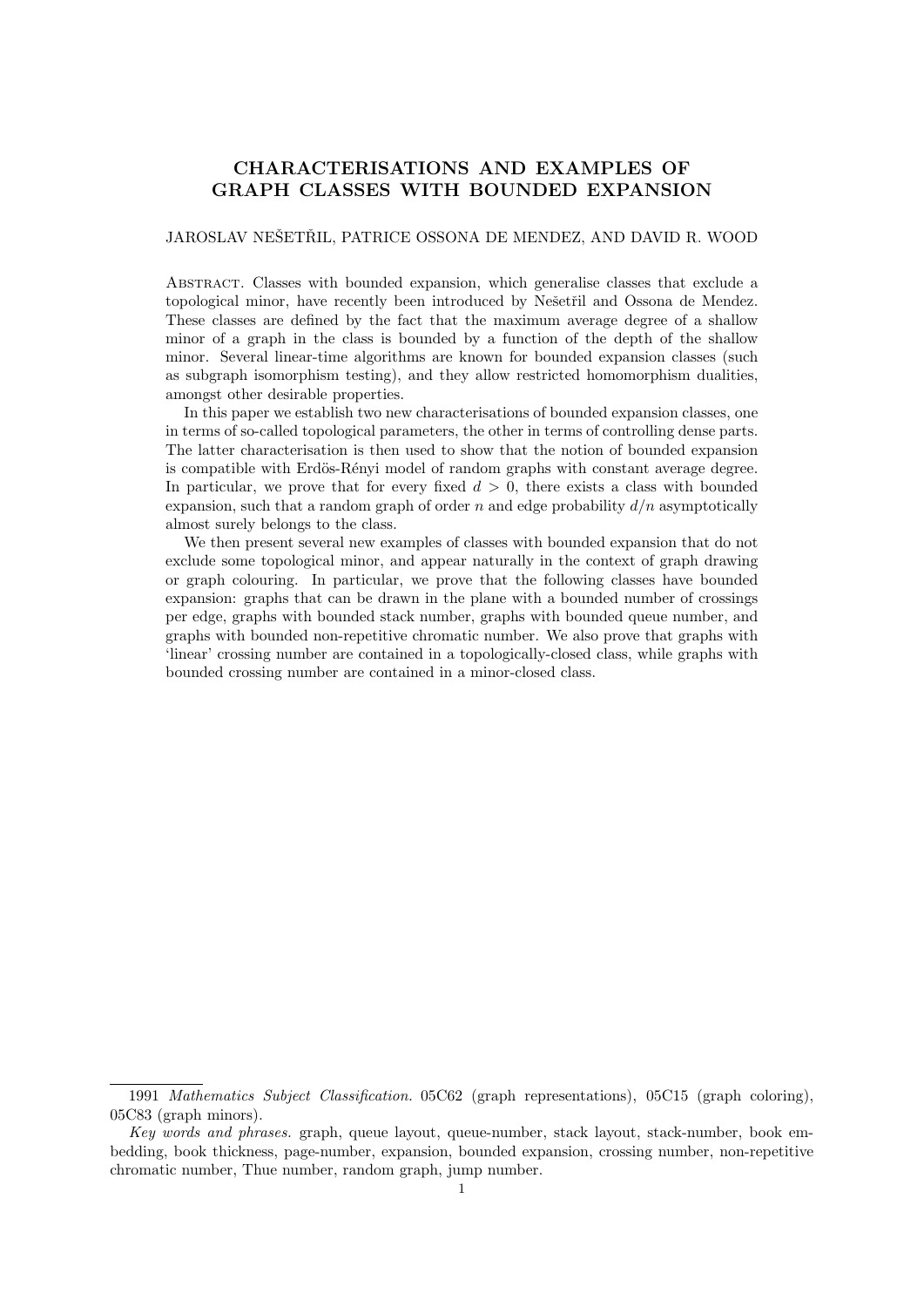# CHARACTERISATIONS AND EXAMPLES OF GRAPH CLASSES WITH BOUNDED EXPANSION

JAROSLAV NEŠETŘIL, PATRICE OSSONA DE MENDEZ, AND DAVID R. WOOD

Abstract. Classes with bounded expansion, which generalise classes that exclude a topological minor, have recently been introduced by Nešetřil and Ossona de Mendez. These classes are defined by the fact that the maximum average degree of a shallow minor of a graph in the class is bounded by a function of the depth of the shallow minor. Several linear-time algorithms are known for bounded expansion classes (such as subgraph isomorphism testing), and they allow restricted homomorphism dualities, amongst other desirable properties.

In this paper we establish two new characterisations of bounded expansion classes, one in terms of so-called topological parameters, the other in terms of controlling dense parts. The latter characterisation is then used to show that the notion of bounded expansion is compatible with Erdös-Rényi model of random graphs with constant average degree. In particular, we prove that for every fixed $d > 0$, there exists a class with bounded expansion, such that a random graph of order $n$ and edge probability $d/n$ asymptotically almost surely belongs to the class.

We then present several new examples of classes with bounded expansion that do not exclude some topological minor, and appear naturally in the context of graph drawing or graph colouring. In particular, we prove that the following classes have bounded expansion: graphs that can be drawn in the plane with a bounded number of crossings per edge, graphs with bounded stack number, graphs with bounded queue number, and graphs with bounded non-repetitive chromatic number. We also prove that graphs with 'linear' crossing number are contained in a topologically-closed class, while graphs with bounded crossing number are contained in a minor-closed class.

---

1991 *Mathematics Subject Classification.* 05C62 (graph representations), 05C15 (graph coloring), 05C83 (graph minors).

*Key words and phrases.* graph, queue layout, queue-number, stack layout, stack-number, book embedding, book thickness, page-number, expansion, bounded expansion, crossing number, non-repetitive chromatic number, Thue number, random graph, jump number.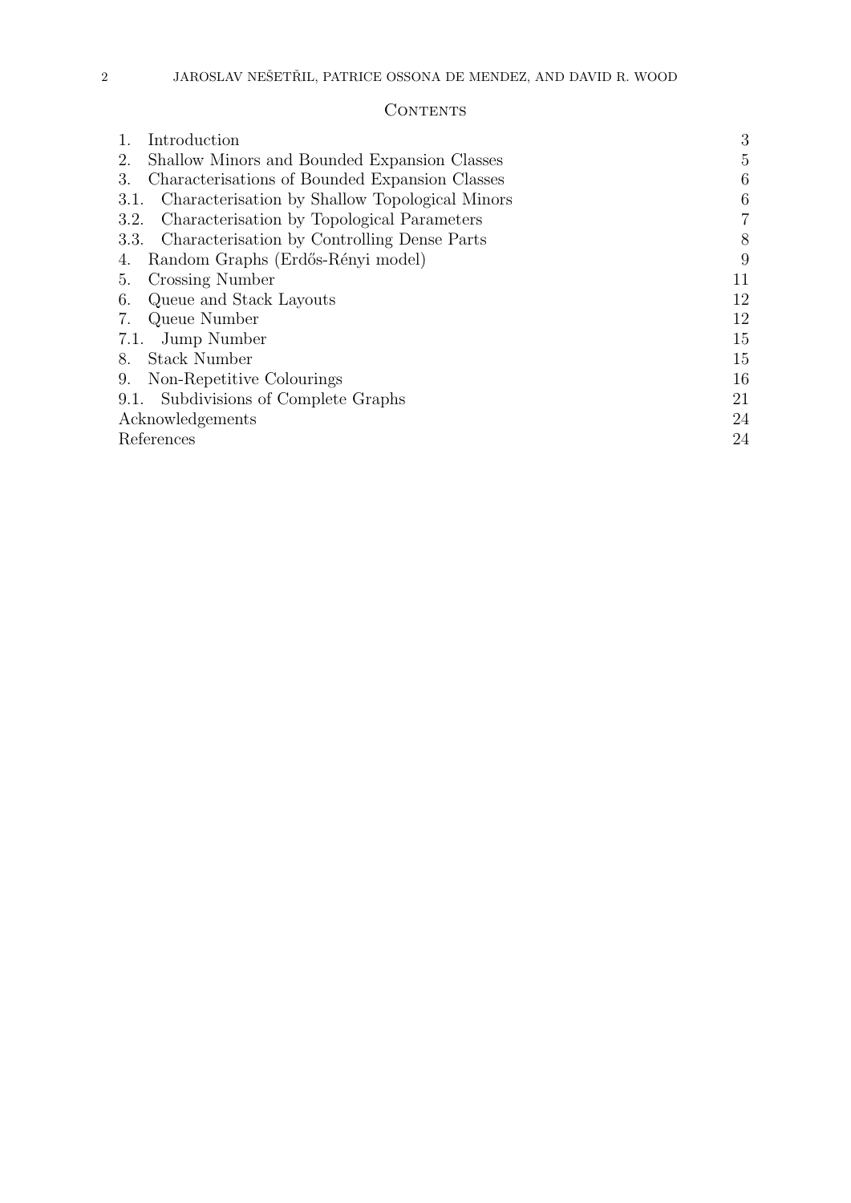## Contents

| | |
|---|---|
| 1. Introduction | 3 |
| 2. Shallow Minors and Bounded Expansion Classes | 5 |
| 3. Characterisations of Bounded Expansion Classes | 6 |
| 3.1. Characterisation by Shallow Topological Minors | 6 |
| 3.2. Characterisation by Topological Parameters | 7 |
| 3.3. Characterisation by Controlling Dense Parts | 8 |
| 4. Random Graphs (Erdős-Rényi model) | 9 |
| 5. Crossing Number | 11 |
| 6. Queue and Stack Layouts | 12 |
| 7. Queue Number | 12 |
| 7.1. Jump Number | 15 |
| 8. Stack Number | 15 |
| 9. Non-Repetitive Colourings | 16 |
| 9.1. Subdivisions of Complete Graphs | 21 |
| Acknowledgements | 24 |
| References | 24 |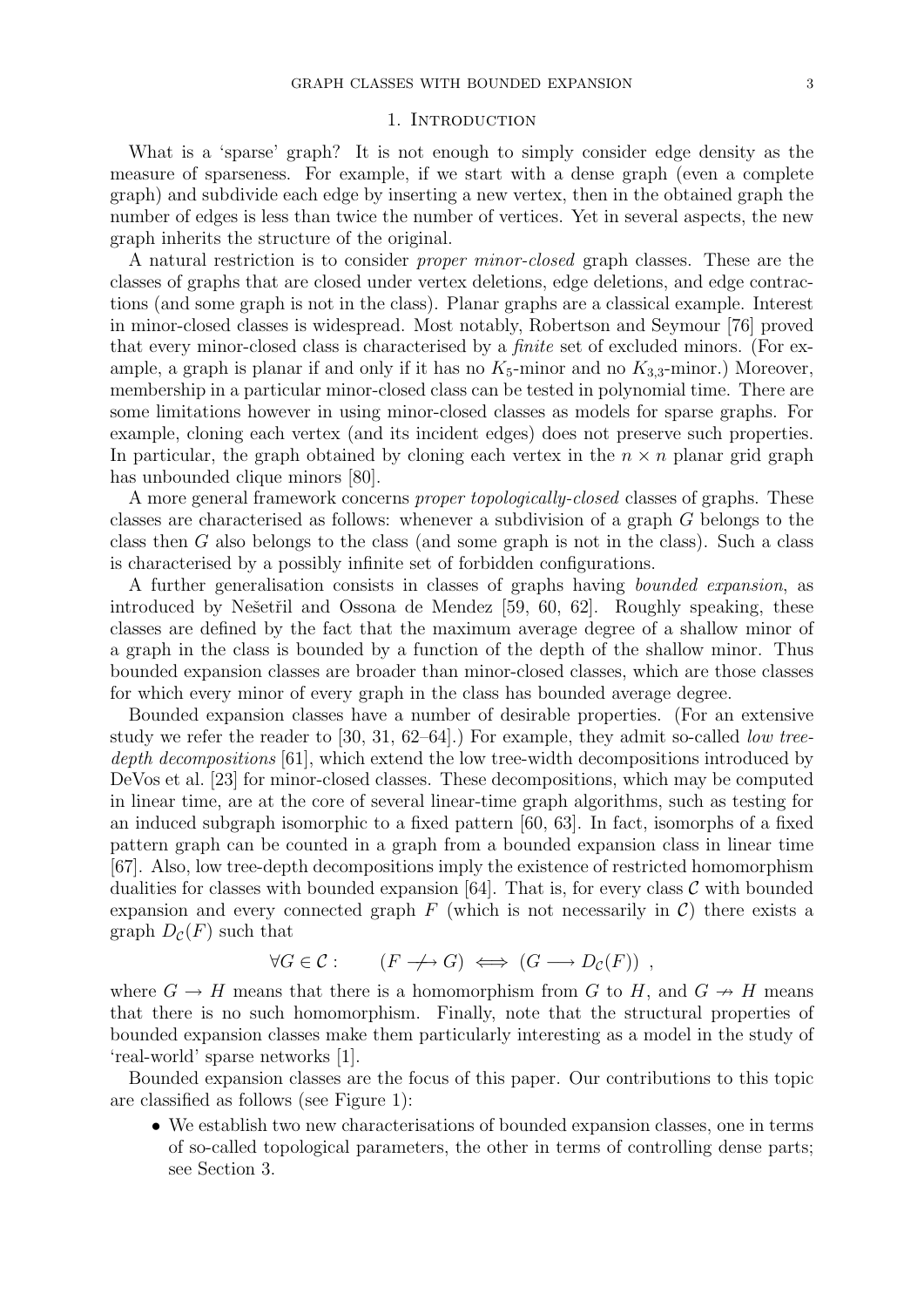# 1. Introduction

What is a 'sparse' graph? It is not enough to simply consider edge density as the measure of sparseness. For example, if we start with a dense graph (even a complete graph) and subdivide each edge by inserting a new vertex, then in the obtained graph the number of edges is less than twice the number of vertices. Yet in several aspects, the new graph inherits the structure of the original.

A natural restriction is to consider *proper minor-closed* graph classes. These are the classes of graphs that are closed under vertex deletions, edge deletions, and edge contractions (and some graph is not in the class). Planar graphs are a classical example. Interest in minor-closed classes is widespread. Most notably, Robertson and Seymour [76] proved that every minor-closed class is characterised by a *finite* set of excluded minors. (For example, a graph is planar if and only if it has no $K_5$-minor and no $K_{3,3}$-minor.) Moreover, membership in a particular minor-closed class can be tested in polynomial time. There are some limitations however in using minor-closed classes as models for sparse graphs. For example, cloning each vertex (and its incident edges) does not preserve such properties. In particular, the graph obtained by cloning each vertex in the $n \times n$ planar grid graph has unbounded clique minors [80].

A more general framework concerns *proper topologically-closed* classes of graphs. These classes are characterised as follows: whenever a subdivision of a graph $G$ belongs to the class then $G$ also belongs to the class (and some graph is not in the class). Such a class is characterised by a possibly infinite set of forbidden configurations.

A further generalisation consists in classes of graphs having *bounded expansion*, as introduced by Nešetřil and Ossona de Mendez [59, 60, 62]. Roughly speaking, these classes are defined by the fact that the maximum average degree of a shallow minor of a graph in the class is bounded by a function of the depth of the shallow minor. Thus bounded expansion classes are broader than minor-closed classes, which are those classes for which every minor of every graph in the class has bounded average degree.

Bounded expansion classes have a number of desirable properties. (For an extensive study we refer the reader to [30, 31, 62–64].) For example, they admit so-called *low tree-depth decompositions* [61], which extend the low tree-width decompositions introduced by DeVos et al. [23] for minor-closed classes. These decompositions, which may be computed in linear time, are at the core of several linear-time graph algorithms, such as testing for an induced subgraph isomorphic to a fixed pattern [60, 63]. In fact, isomorphs of a fixed pattern graph can be counted in a graph from a bounded expansion class in linear time [67]. Also, low tree-depth decompositions imply the existence of restricted homomorphism dualities for classes with bounded expansion [64]. That is, for every class $\mathcal{C}$ with bounded expansion and every connected graph $F$ (which is not necessarily in $\mathcal{C}$) there exists a graph $D_{\mathcal{C}}(F)$ such that

$$\forall G \in \mathcal{C}: \qquad (F \not\longrightarrow G) \iff (G \longrightarrow D_{\mathcal{C}}(F)) \ ,$$

where $G \to H$ means that there is a homomorphism from $G$ to $H$, and $G \nrightarrow H$ means that there is no such homomorphism. Finally, note that the structural properties of bounded expansion classes make them particularly interesting as a model in the study of 'real-world' sparse networks [1].

Bounded expansion classes are the focus of this paper. Our contributions to this topic are classified as follows (see Figure 1):

- We establish two new characterisations of bounded expansion classes, one in terms of so-called topological parameters, the other in terms of controlling dense parts; see Section 3.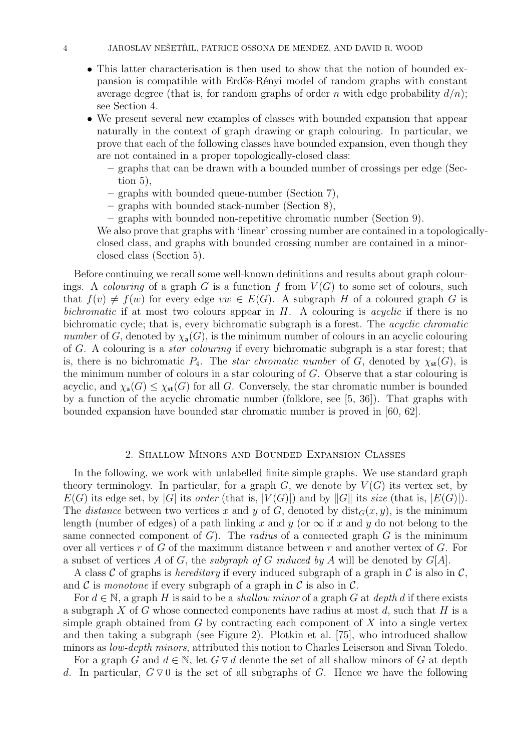- This latter characterisation is then used to show that the notion of bounded expansion is compatible with Erdös-Rényi model of random graphs with constant average degree (that is, for random graphs of order $n$ with edge probability $d/n$); see Section 4.
- We present several new examples of classes with bounded expansion that appear naturally in the context of graph drawing or graph colouring. In particular, we prove that each of the following classes have bounded expansion, even though they are not contained in a proper topologically-closed class:
  - graphs that can be drawn with a bounded number of crossings per edge (Section 5),
  - graphs with bounded queue-number (Section 7),
  - graphs with bounded stack-number (Section 8),
  - graphs with bounded non-repetitive chromatic number (Section 9).

  We also prove that graphs with 'linear' crossing number are contained in a topologically-closed class, and graphs with bounded crossing number are contained in a minor-closed class (Section 5).

Before continuing we recall some well-known definitions and results about graph colourings. A *colouring* of a graph $G$ is a function $f$ from $V(G)$ to some set of colours, such that $f(v) \neq f(w)$ for every edge $vw \in E(G)$. A subgraph $H$ of a coloured graph $G$ is *bichromatic* if at most two colours appear in $H$. A colouring is *acyclic* if there is no bichromatic cycle; that is, every bichromatic subgraph is a forest. The *acyclic chromatic number* of $G$, denoted by $\chi_{\mathsf{a}}(G)$, is the minimum number of colours in an acyclic colouring of $G$. A colouring is a *star colouring* if every bichromatic subgraph is a star forest; that is, there is no bichromatic $P_4$. The *star chromatic number* of $G$, denoted by $\chi_{\mathsf{st}}(G)$, is the minimum number of colours in a star colouring of $G$. Observe that a star colouring is acyclic, and $\chi_{\mathsf{a}}(G) \leq \chi_{\mathsf{st}}(G)$ for all $G$. Conversely, the star chromatic number is bounded by a function of the acyclic chromatic number (folklore, see [5, 36]). That graphs with bounded expansion have bounded star chromatic number is proved in [60, 62].

## 2. Shallow Minors and Bounded Expansion Classes

In the following, we work with unlabelled finite simple graphs. We use standard graph theory terminology. In particular, for a graph $G$, we denote by $V(G)$ its vertex set, by $E(G)$ its edge set, by $|G|$ its *order* (that is, $|V(G)|$) and by $\|G\|$ its *size* (that is, $|E(G)|$). The *distance* between two vertices $x$ and $y$ of $G$, denoted by $\mathrm{dist}_G(x, y)$, is the minimum length (number of edges) of a path linking $x$ and $y$ (or $\infty$ if $x$ and $y$ do not belong to the same connected component of $G$). The *radius* of a connected graph $G$ is the minimum over all vertices $r$ of $G$ of the maximum distance between $r$ and another vertex of $G$. For a subset of vertices $A$ of $G$, the *subgraph of $G$ induced by $A$* will be denoted by $G[A]$.

A class $\mathcal{C}$ of graphs is *hereditary* if every induced subgraph of a graph in $\mathcal{C}$ is also in $\mathcal{C}$, and $\mathcal{C}$ is *monotone* if every subgraph of a graph in $\mathcal{C}$ is also in $\mathcal{C}$.

For $d \in \mathbb{N}$, a graph $H$ is said to be a *shallow minor* of a graph $G$ at *depth* $d$ if there exists a subgraph $X$ of $G$ whose connected components have radius at most $d$, such that $H$ is a simple graph obtained from $G$ by contracting each component of $X$ into a single vertex and then taking a subgraph (see Figure 2). Plotkin et al. [75], who introduced shallow minors as *low-depth minors*, attributed this notion to Charles Leiserson and Sivan Toledo.

For a graph $G$ and $d \in \mathbb{N}$, let $G \,\triangledown\, d$ denote the set of all shallow minors of $G$ at depth $d$. In particular, $G \,\triangledown\, 0$ is the set of all subgraphs of $G$. Hence we have the following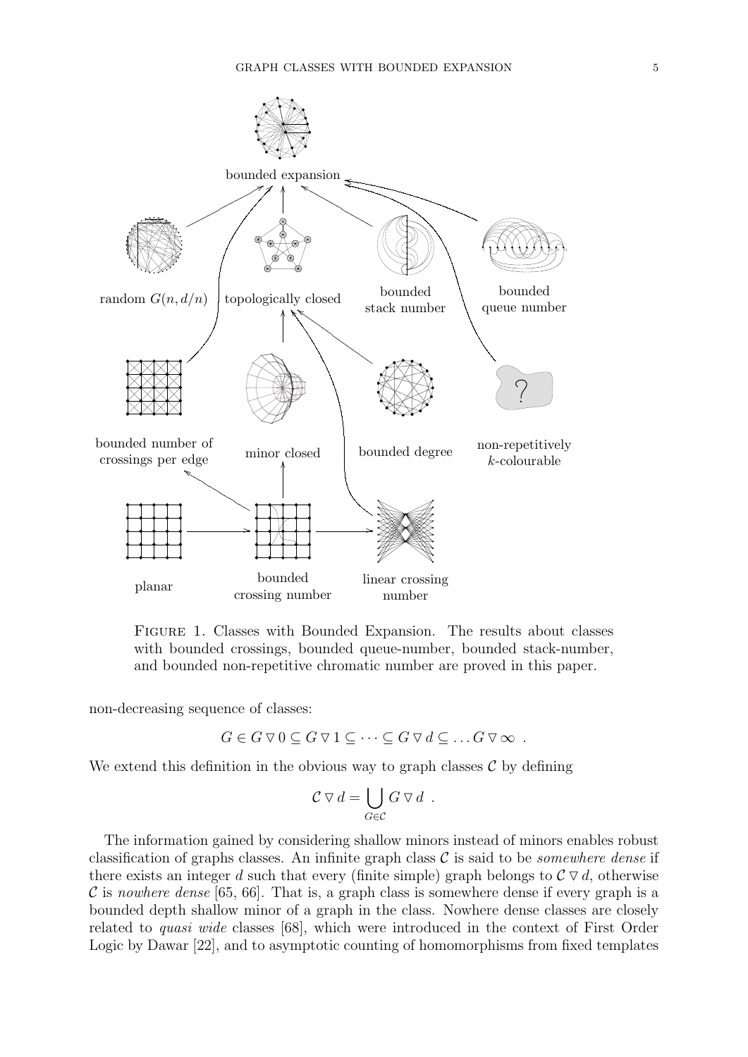bounded expansion

random $G(n, d/n)$

topologically closed

bounded stack number

bounded queue number

bounded number of crossings per edge

minor closed

bounded degree

non-repetitively $k$-colourable

planar

bounded crossing number

linear crossing number

Figure 1. Classes with Bounded Expansion. The results about classes with bounded crossings, bounded queue-number, bounded stack-number, and bounded non-repetitive chromatic number are proved in this paper.

non-decreasing sequence of classes:

$$G \in G \,\triangledown\, 0 \subseteq G \,\triangledown\, 1 \subseteq \cdots \subseteq G \,\triangledown\, d \subseteq \ldots G \,\triangledown\, \infty \ .$$

We extend this definition in the obvious way to graph classes $\mathcal{C}$ by defining

$$\mathcal{C} \,\triangledown\, d = \bigcup_{G \in \mathcal{C}} G \,\triangledown\, d \ .$$

The information gained by considering shallow minors instead of minors enables robust classification of graphs classes. An infinite graph class $\mathcal{C}$ is said to be *somewhere dense* if there exists an integer $d$ such that every (finite simple) graph belongs to $\mathcal{C} \,\triangledown\, d$, otherwise $\mathcal{C}$ is *nowhere dense* [65, 66]. That is, a graph class is somewhere dense if every graph is a bounded depth shallow minor of a graph in the class. Nowhere dense classes are closely related to *quasi wide* classes [68], which were introduced in the context of First Order Logic by Dawar [22], and to asymptotic counting of homomorphisms from fixed templates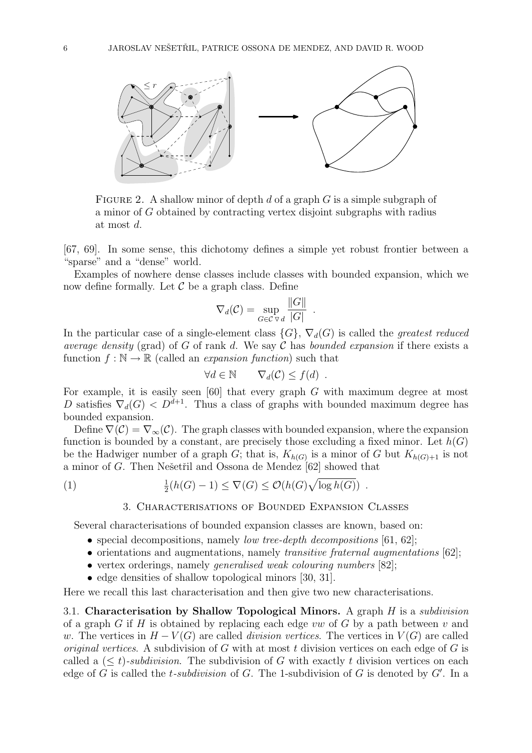FIGURE 2. A shallow minor of depth $d$ of a graph $G$ is a simple subgraph of a minor of $G$ obtained by contracting vertex disjoint subgraphs with radius at most $d$.

[67, 69]. In some sense, this dichotomy defines a simple yet robust frontier between a "sparse" and a "dense" world.

Examples of nowhere dense classes include classes with bounded expansion, which we now define formally. Let $\mathcal{C}$ be a graph class. Define

$$\nabla_d(\mathcal{C}) = \sup_{G \in \mathcal{C} \,\triangledown\, d} \frac{\|G\|}{|G|} \ .$$

In the particular case of a single-element class $\{G\}$, $\nabla_d(G)$ is called the *greatest reduced average density* (grad) of $G$ of rank $d$. We say $\mathcal{C}$ has *bounded expansion* if there exists a function $f : \mathbb{N} \to \mathbb{R}$ (called an *expansion function*) such that

$$\forall d \in \mathbb{N} \qquad \nabla_d(\mathcal{C}) \leq f(d) \ .$$

For example, it is easily seen [60] that every graph $G$ with maximum degree at most $D$ satisfies $\nabla_d(G) < D^{d+1}$. Thus a class of graphs with bounded maximum degree has bounded expansion.

Define $\nabla(\mathcal{C}) = \nabla_\infty(\mathcal{C})$. The graph classes with bounded expansion, where the expansion function is bounded by a constant, are precisely those excluding a fixed minor. Let $h(G)$ be the Hadwiger number of a graph $G$; that is, $K_{h(G)}$ is a minor of $G$ but $K_{h(G)+1}$ is not a minor of $G$. Then Nešetřil and Ossona de Mendez [62] showed that

$$\tfrac{1}{2}(h(G) - 1) \leq \nabla(G) \leq \mathcal{O}(h(G)\sqrt{\log h(G)}) \ . \tag{1}$$

## 3. Characterisations of Bounded Expansion Classes

Several characterisations of bounded expansion classes are known, based on:

- special decompositions, namely *low tree-depth decompositions* [61, 62];
- orientations and augmentations, namely *transitive fraternal augmentations* [62];
- vertex orderings, namely *generalised weak colouring numbers* [82];
- edge densities of shallow topological minors [30, 31].

Here we recall this last characterisation and then give two new characterisations.

**3.1. Characterisation by Shallow Topological Minors.** A graph $H$ is a *subdivision* of a graph $G$ if $H$ is obtained by replacing each edge $vw$ of $G$ by a path between $v$ and $w$. The vertices in $H - V(G)$ are called *division vertices*. The vertices in $V(G)$ are called *original vertices*. A subdivision of $G$ with at most $t$ division vertices on each edge of $G$ is called a $(\leq t)$-*subdivision*. The subdivision of $G$ with exactly $t$ division vertices on each edge of $G$ is called the $t$-*subdivision* of $G$. The 1-subdivision of $G$ is denoted by $G'$. In a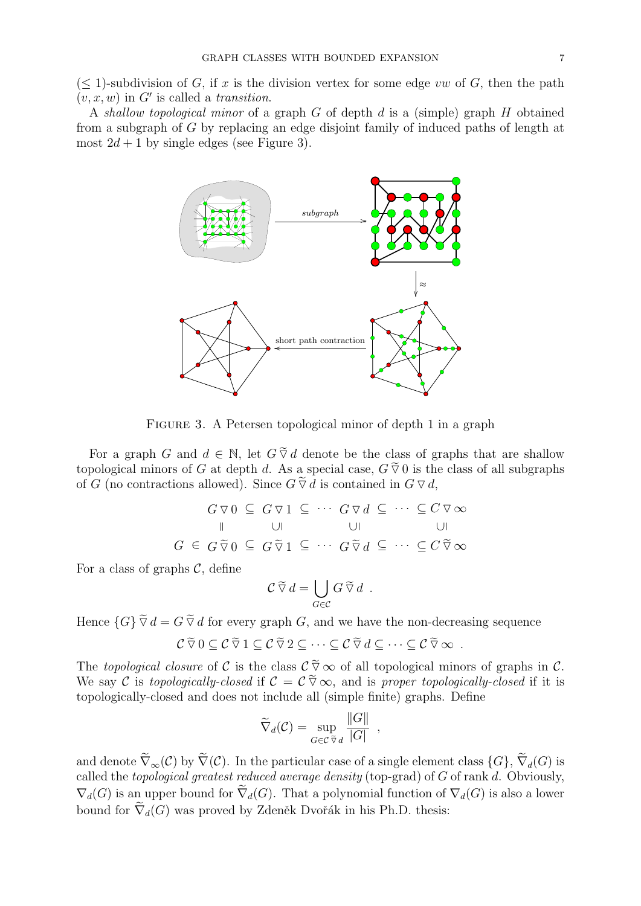($\leq 1$)-subdivision of $G$, if $x$ is the division vertex for some edge $vw$ of $G$, then the path $(v, x, w)$ in $G'$ is called a *transition*.

A *shallow topological minor* of a graph $G$ of depth $d$ is a (simple) graph $H$ obtained from a subgraph of $G$ by replacing an edge disjoint family of induced paths of length at most $2d + 1$ by single edges (see Figure 3).

FIGURE 3. A Petersen topological minor of depth 1 in a graph

For a graph $G$ and $d \in \mathbb{N}$, let $G \,\widetilde{\triangledown}\, d$ denote be the class of graphs that are shallow topological minors of $G$ at depth $d$. As a special case, $G \,\widetilde{\triangledown}\, 0$ is the class of all subgraphs of $G$ (no contractions allowed). Since $G \,\widetilde{\triangledown}\, d$ is contained in $G \triangledown d$,

$$
\begin{array}{ccccccccccc}
 & G \triangledown 0 & \subseteq & G \triangledown 1 & \subseteq & \cdots & G \triangledown d & \subseteq & \cdots & \subseteq C \triangledown \infty \\
 & \| & & \cup\!\mid & & & \cup\!\mid & & & \cup\!\mid \\
G \in & G \,\widetilde{\triangledown}\, 0 & \subseteq & G \,\widetilde{\triangledown}\, 1 & \subseteq & \cdots & G \,\widetilde{\triangledown}\, d & \subseteq & \cdots & \subseteq C \,\widetilde{\triangledown}\, \infty
\end{array}
$$

For a class of graphs $\mathcal{C}$, define

$$\mathcal{C} \,\widetilde{\triangledown}\, d = \bigcup_{G \in \mathcal{C}} G \,\widetilde{\triangledown}\, d \ .$$

Hence $\{G\} \,\widetilde{\triangledown}\, d = G \,\widetilde{\triangledown}\, d$ for every graph $G$, and we have the non-decreasing sequence

$$\mathcal{C} \,\widetilde{\triangledown}\, 0 \subseteq \mathcal{C} \,\widetilde{\triangledown}\, 1 \subseteq \mathcal{C} \,\widetilde{\triangledown}\, 2 \subseteq \cdots \subseteq \mathcal{C} \,\widetilde{\triangledown}\, d \subseteq \cdots \subseteq \mathcal{C} \,\widetilde{\triangledown}\, \infty \ .$$

The *topological closure* of $\mathcal{C}$ is the class $\mathcal{C} \,\widetilde{\triangledown}\, \infty$ of all topological minors of graphs in $\mathcal{C}$. We say $\mathcal{C}$ is *topologically-closed* if $\mathcal{C} = \mathcal{C} \,\widetilde{\triangledown}\, \infty$, and is *proper topologically-closed* if it is topologically-closed and does not include all (simple finite) graphs. Define

$$\widetilde{\nabla}_d(\mathcal{C}) = \sup_{G \in \mathcal{C} \,\widetilde{\triangledown}\, d} \frac{\|G\|}{|G|} \ ,$$

and denote $\widetilde{\nabla}_\infty(\mathcal{C})$ by $\widetilde{\nabla}(\mathcal{C})$. In the particular case of a single element class $\{G\}$, $\widetilde{\nabla}_d(G)$ is called the *topological greatest reduced average density* (top-grad) of $G$ of rank $d$. Obviously, $\nabla_d(G)$ is an upper bound for $\widetilde{\nabla}_d(G)$. That a polynomial function of $\nabla_d(G)$ is also a lower bound for $\widetilde{\nabla}_d(G)$ was proved by Zdeněk Dvořák in his Ph.D. thesis: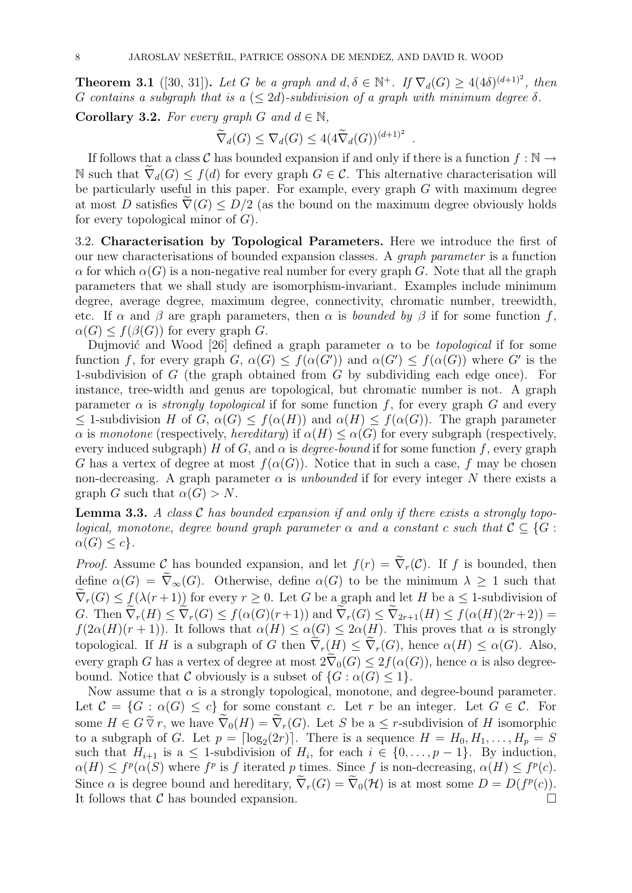**Theorem 3.1** ([30, 31])**.** *Let $G$ be a graph and $d, \delta \in \mathbb{N}^+$. If $\nabla_d(G) \geq 4(4\delta)^{(d+1)^2}$, then $G$ contains a subgraph that is a $(\leq 2d)$-subdivision of a graph with minimum degree $\delta$.*

**Corollary 3.2.** *For every graph $G$ and $d \in \mathbb{N}$,*

$$\widetilde{\nabla}_d(G) \leq \nabla_d(G) \leq 4(4\widetilde{\nabla}_d(G))^{(d+1)^2} \ .$$

If follows that a class $\mathcal{C}$ has bounded expansion if and only if there is a function $f : \mathbb{N} \to \mathbb{N}$ such that $\widetilde{\nabla}_d(G) \leq f(d)$ for every graph $G \in \mathcal{C}$. This alternative characterisation will be particularly useful in this paper. For example, every graph $G$ with maximum degree at most $D$ satisfies $\widetilde{\nabla}(G) \leq D/2$ (as the bound on the maximum degree obviously holds for every topological minor of $G$).

3.2. **Characterisation by Topological Parameters.** Here we introduce the first of our new characterisations of bounded expansion classes. A *graph parameter* is a function $\alpha$ for which $\alpha(G)$ is a non-negative real number for every graph $G$. Note that all the graph parameters that we shall study are isomorphism-invariant. Examples include minimum degree, average degree, maximum degree, connectivity, chromatic number, treewidth, etc. If $\alpha$ and $\beta$ are graph parameters, then $\alpha$ is *bounded by* $\beta$ if for some function $f$, $\alpha(G) \leq f(\beta(G))$ for every graph $G$.

Dujmović and Wood [26] defined a graph parameter $\alpha$ to be *topological* if for some function $f$, for every graph $G$, $\alpha(G) \leq f(\alpha(G'))$ and $\alpha(G') \leq f(\alpha(G))$ where $G'$ is the 1-subdivision of $G$ (the graph obtained from $G$ by subdividing each edge once). For instance, tree-width and genus are topological, but chromatic number is not. A graph parameter $\alpha$ is *strongly topological* if for some function $f$, for every graph $G$ and every $\leq$ 1-subdivision $H$ of $G$, $\alpha(G) \leq f(\alpha(H))$ and $\alpha(H) \leq f(\alpha(G))$. The graph parameter $\alpha$ is *monotone* (respectively, *hereditary*) if $\alpha(H) \leq \alpha(G)$ for every subgraph (respectively, every induced subgraph) $H$ of $G$, and $\alpha$ is *degree-bound* if for some function $f$, every graph $G$ has a vertex of degree at most $f(\alpha(G))$. Notice that in such a case, $f$ may be chosen non-decreasing. A graph parameter $\alpha$ is *unbounded* if for every integer $N$ there exists a graph $G$ such that $\alpha(G) > N$.

**Lemma 3.3.** *A class $\mathcal{C}$ has bounded expansion if and only if there exists a strongly topological, monotone, degree bound graph parameter $\alpha$ and a constant $c$ such that $\mathcal{C} \subseteq \{G : \alpha(G) \leq c\}$.*

*Proof.* Assume $\mathcal{C}$ has bounded expansion, and let $f(r) = \widetilde{\nabla}_r(\mathcal{C})$. If $f$ is bounded, then define $\alpha(G) = \widetilde{\nabla}_\infty(G)$. Otherwise, define $\alpha(G)$ to be the minimum $\lambda \geq 1$ such that $\widetilde{\nabla}_r(G) \leq f(\lambda(r+1))$ for every $r \geq 0$. Let $G$ be a graph and let $H$ be a $\leq$ 1-subdivision of $G$. Then $\widetilde{\nabla}_r(H) \leq \widetilde{\nabla}_r(G) \leq f(\alpha(G)(r+1))$ and $\widetilde{\nabla}_r(G) \leq \widetilde{\nabla}_{2r+1}(H) \leq f(\alpha(H)(2r+2)) = f(2\alpha(H)(r+1))$. It follows that $\alpha(H) \leq \alpha(G) \leq 2\alpha(H)$. This proves that $\alpha$ is strongly topological. If $H$ is a subgraph of $G$ then $\widetilde{\nabla}_r(H) \leq \widetilde{\nabla}_r(G)$, hence $\alpha(H) \leq \alpha(G)$. Also, every graph $G$ has a vertex of degree at most $2\widetilde{\nabla}_0(G) \leq 2f(\alpha(G))$, hence $\alpha$ is also degree-bound. Notice that $\mathcal{C}$ obviously is a subset of $\{G : \alpha(G) \leq 1\}$.

Now assume that $\alpha$ is a strongly topological, monotone, and degree-bound parameter. Let $\mathcal{C} = \{G : \alpha(G) \leq c\}$ for some constant $c$. Let $r$ be an integer. Let $G \in \mathcal{C}$. For some $H \in G \,\widetilde{\triangledown}\, r$, we have $\widetilde{\nabla}_0(H) = \widetilde{\nabla}_r(G)$. Let $S$ be a $\leq r$-subdivision of $H$ isomorphic to a subgraph of $G$. Let $p = \lceil \log_2(2r) \rceil$. There is a sequence $H = H_0, H_1, \dots, H_p = S$ such that $H_{i+1}$ is a $\leq$ 1-subdivision of $H_i$, for each $i \in \{0, \dots, p-1\}$. By induction, $\alpha(H) \leq f^p(\alpha(S)$ where $f^p$ is $f$ iterated $p$ times. Since $f$ is non-decreasing, $\alpha(H) \leq f^p(c)$. Since $\alpha$ is degree bound and hereditary, $\widetilde{\nabla}_r(G) = \widetilde{\nabla}_0(\mathcal{H})$ is at most some $D = D(f^p(c))$. It follows that $\mathcal{C}$ has bounded expansion. $\square$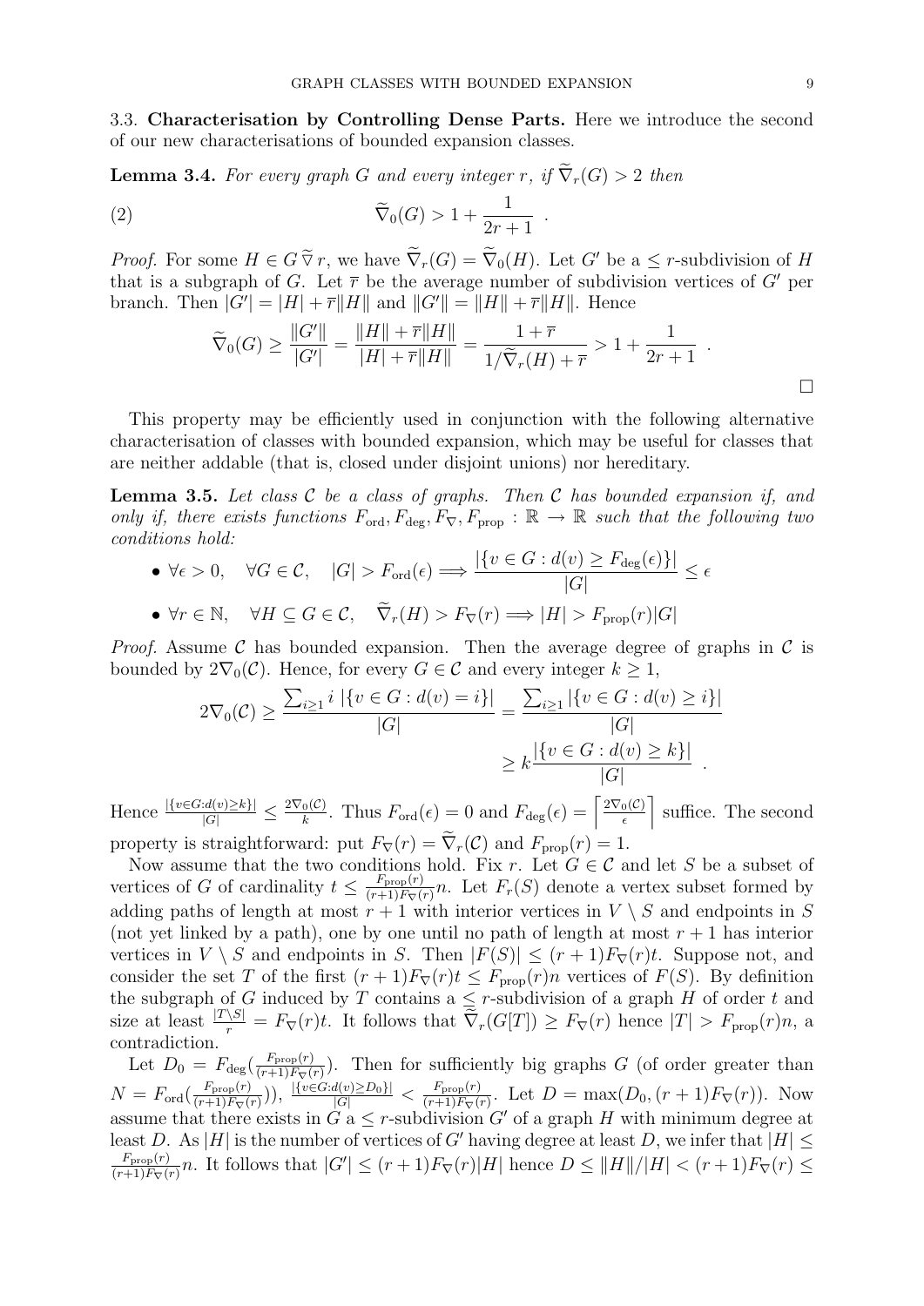3.3. **Characterisation by Controlling Dense Parts.** Here we introduce the second of our new characterisations of bounded expansion classes.

**Lemma 3.4.** *For every graph $G$ and every integer $r$, if $\widetilde{\nabla}_r(G) > 2$ then*

$$\widetilde{\nabla}_0(G) > 1 + \frac{1}{2r+1} \ . \tag{2}$$

*Proof.* For some $H \in G \,\widetilde{\triangledown}\, r$, we have $\widetilde{\nabla}_r(G) = \widetilde{\nabla}_0(H)$. Let $G'$ be a $\leq r$-subdivision of $H$ that is a subgraph of $G$. Let $\overline{r}$ be the average number of subdivision vertices of $G'$ per branch. Then $|G'| = |H| + \overline{r}\|H\|$ and $\|G'\| = \|H\| + \overline{r}\|H\|$. Hence

$$\widetilde{\nabla}_0(G) \geq \frac{\|G'\|}{|G'|} = \frac{\|H\| + \overline{r}\|H\|}{|H| + \overline{r}\|H\|} = \frac{1+\overline{r}}{1/\widetilde{\nabla}_r(H) + \overline{r}} > 1 + \frac{1}{2r+1} \ .$$

□

This property may be efficiently used in conjunction with the following alternative characterisation of classes with bounded expansion, which may be useful for classes that are neither addable (that is, closed under disjoint unions) nor hereditary.

**Lemma 3.5.** *Let class $\mathcal{C}$ be a class of graphs. Then $\mathcal{C}$ has bounded expansion if, and only if, there exists functions $F_{\rm ord}, F_{\rm deg}, F_\nabla, F_{\rm prop} : \mathbb{R} \to \mathbb{R}$ such that the following two conditions hold:*

- $\forall \epsilon > 0, \quad \forall G \in \mathcal{C}, \quad |G| > F_{\rm ord}(\epsilon) \Longrightarrow \dfrac{|\{v \in G : d(v) \geq F_{\rm deg}(\epsilon)\}|}{|G|} \leq \epsilon$
- $\forall r \in \mathbb{N}, \quad \forall H \subseteq G \in \mathcal{C}, \quad \widetilde{\nabla}_r(H) > F_\nabla(r) \Longrightarrow |H| > F_{\rm prop}(r)|G|$

*Proof.* Assume $\mathcal{C}$ has bounded expansion. Then the average degree of graphs in $\mathcal{C}$ is bounded by $2\nabla_0(\mathcal{C})$. Hence, for every $G \in \mathcal{C}$ and every integer $k \geq 1$,

$$\begin{aligned} 2\nabla_0(\mathcal{C}) \geq \frac{\sum_{i\geq 1} i\ |\{v \in G : d(v) = i\}|}{|G|} &= \frac{\sum_{i \geq 1} |\{v \in G : d(v) \geq i\}|}{|G|} \\ &\geq k \frac{|\{v \in G : d(v) \geq k\}|}{|G|} \ . \end{aligned}$$

Hence $\frac{|\{v \in G : d(v) \geq k\}|}{|G|} \leq \frac{2\nabla_0(\mathcal{C})}{k}$. Thus $F_{\rm ord}(\epsilon) = 0$ and $F_{\rm deg}(\epsilon) = \left\lceil \frac{2\nabla_0(\mathcal{C})}{\epsilon} \right\rceil$ suffice. The second property is straightforward: put $F_\nabla(r) = \widetilde{\nabla}_r(\mathcal{C})$ and $F_{\rm prop}(r) = 1$.

Now assume that the two conditions hold. Fix $r$. Let $G \in \mathcal{C}$ and let $S$ be a subset of vertices of $G$ of cardinality $t \leq \frac{F_{\rm prop}(r)}{(r+1)F_\nabla(r)} n$. Let $F_r(S)$ denote a vertex subset formed by adding paths of length at most $r+1$ with interior vertices in $V \setminus S$ and endpoints in $S$ (not yet linked by a path), one by one until no path of length at most $r+1$ has interior vertices in $V \setminus S$ and endpoints in $S$. Then $|F(S)| \leq (r+1)F_\nabla(r)t$. Suppose not, and consider the set $T$ of the first $(r+1)F_\nabla(r)t \leq F_{\rm prop}(r)n$ vertices of $F(S)$. By definition the subgraph of $G$ induced by $T$ contains a $\leq r$-subdivision of a graph $H$ of order $t$ and size at least $\frac{|T \setminus S|}{r} = F_\nabla(r)t$. It follows that $\widetilde{\nabla}_r(G[T]) \geq F_\nabla(r)$ hence $|T| > F_{\rm prop}(r)n$, a contradiction.

Let $D_0 = F_{\rm deg}(\frac{F_{\rm prop}(r)}{(r+1)F_\nabla(r)})$. Then for sufficiently big graphs $G$ (of order greater than $N = F_{\rm ord}(\frac{F_{\rm prop}(r)}{(r+1)F_\nabla(r)})$), $\frac{|\{v \in G : d(v) \geq D_0\}|}{|G|} < \frac{F_{\rm prop}(r)}{(r+1)F_\nabla(r)}$. Let $D = \max(D_0, (r+1)F_\nabla(r))$. Now assume that there exists in $G$ a $\leq r$-subdivision $G'$ of a graph $H$ with minimum degree at least $D$. As $|H|$ is the number of vertices of $G'$ having degree at least $D$, we infer that $|H| \leq \frac{F_{\rm prop}(r)}{(r+1)F_\nabla(r)} n$. It follows that $|G'| \leq (r+1)F_\nabla(r)|H|$ hence $D \leq \|H\|/|H| < (r+1)F_\nabla(r) \leq$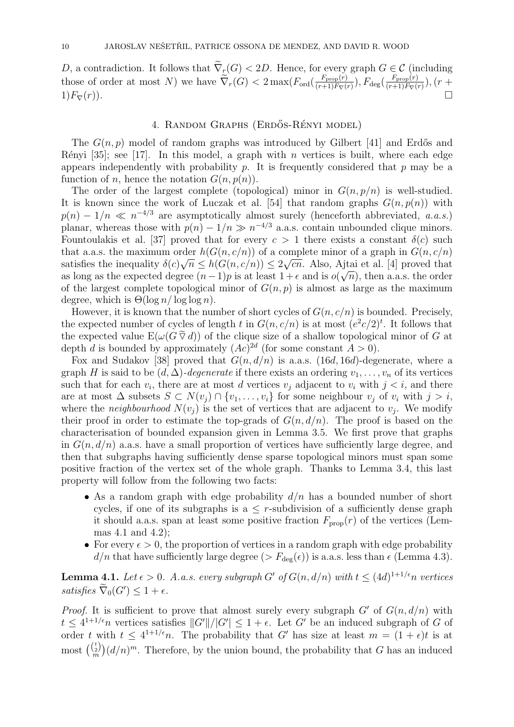$D$, a contradiction. It follows that $\widetilde{\nabla}_r(G) < 2D$. Hence, for every graph $G \in \mathcal{C}$ (including those of order at most $N$) we have $\widetilde{\nabla}_r(G) < 2\max(F_{\rm ord}(\frac{F_{\rm prop}(r)}{(r+1)F_\nabla(r)}), F_{\rm deg}(\frac{F_{\rm prop}(r)}{(r+1)F_\nabla(r)}), (r+1)F_\nabla(r))$. □

## 4. Random Graphs (Erdős-Rényi model)

The $G(n,p)$ model of random graphs was introduced by Gilbert [41] and Erdős and Rényi [35]; see [17]. In this model, a graph with $n$ vertices is built, where each edge appears independently with probability $p$. It is frequently considered that $p$ may be a function of $n$, hence the notation $G(n, p(n))$.

The order of the largest complete (topological) minor in $G(n, p/n)$ is well-studied. It is known since the work of Łuczak et al. [54] that random graphs $G(n, p(n))$ with $p(n) - 1/n \ll n^{-4/3}$ are asymptotically almost surely (henceforth abbreviated, *a.a.s.*) planar, whereas those with $p(n) - 1/n \gg n^{-4/3}$ a.a.s. contain unbounded clique minors. Fountoulakis et al. [37] proved that for every $c > 1$ there exists a constant $\delta(c)$ such that a.a.s. the maximum order $h(G(n, c/n))$ of a complete minor of a graph in $G(n, c/n)$ satisfies the inequality $\delta(c)\sqrt{n} \le h(G(n, c/n)) \le 2\sqrt{cn}$. Also, Ajtai et al. [4] proved that as long as the expected degree $(n-1)p$ is at least $1+\epsilon$ and is $o(\sqrt{n})$, then a.a.s. the order of the largest complete topological minor of $G(n,p)$ is almost as large as the maximum degree, which is $\Theta(\log n/\log\log n)$.

However, it is known that the number of short cycles of $G(n, c/n)$ is bounded. Precisely, the expected number of cycles of length $t$ in $G(n, c/n)$ is at most $(e^2c/2)^t$. It follows that the expected value $\mathrm{E}(\omega(G \mathbin{\widetilde{\triangledown}} d))$ of the clique size of a shallow topological minor of $G$ at depth $d$ is bounded by approximately $(Ac)^{2d}$ (for some constant $A > 0$).

Fox and Sudakov [38] proved that $G(n, d/n)$ is a.a.s. $(16d, 16d)$-degenerate, where a graph $H$ is said to be $(d, \Delta)$-*degenerate* if there exists an ordering $v_1, \dots, v_n$ of its vertices such that for each $v_i$, there are at most $d$ vertices $v_j$ adjacent to $v_i$ with $j < i$, and there are at most $\Delta$ subsets $S \subset N(v_j) \cap \{v_1, \dots, v_i\}$ for some neighbour $v_j$ of $v_i$ with $j > i$, where the *neighbourhood* $N(v_j)$ is the set of vertices that are adjacent to $v_j$. We modify their proof in order to estimate the top-grads of $G(n, d/n)$. The proof is based on the characterisation of bounded expansion given in Lemma 3.5. We first prove that graphs in $G(n, d/n)$ a.a.s. have a small proportion of vertices have sufficiently large degree, and then that subgraphs having sufficiently dense sparse topological minors must span some positive fraction of the vertex set of the whole graph. Thanks to Lemma 3.4, this last property will follow from the following two facts:

- As a random graph with edge probability $d/n$ has a bounded number of short cycles, if one of its subgraphs is a $\le r$-subdivision of a sufficiently dense graph it should a.a.s. span at least some positive fraction $F_{\rm prop}(r)$ of the vertices (Lemmas 4.1 and 4.2);
- For every $\epsilon > 0$, the proportion of vertices in a random graph with edge probability $d/n$ that have sufficiently large degree ($> F_{\rm deg}(\epsilon)$) is a.a.s. less than $\epsilon$ (Lemma 4.3).

**Lemma 4.1.** *Let $\epsilon > 0$. A.a.s. every subgraph $G'$ of $G(n, d/n)$ with $t \le (4d)^{1+1/\epsilon}n$ vertices satisfies $\widetilde{\nabla}_0(G') \le 1 + \epsilon$.*

*Proof.* It is sufficient to prove that almost surely every subgraph $G'$ of $G(n, d/n)$ with $t \le 4^{1+1/\epsilon}n$ vertices satisfies $\|G'\|/|G'| \le 1 + \epsilon$. Let $G'$ be an induced subgraph of $G$ of order $t$ with $t \le 4^{1+1/\epsilon}n$. The probability that $G'$ has size at least $m = (1+\epsilon)t$ is at most $\binom{\binom{t}{2}}{m}(d/n)^m$. Therefore, by the union bound, the probability that $G$ has an induced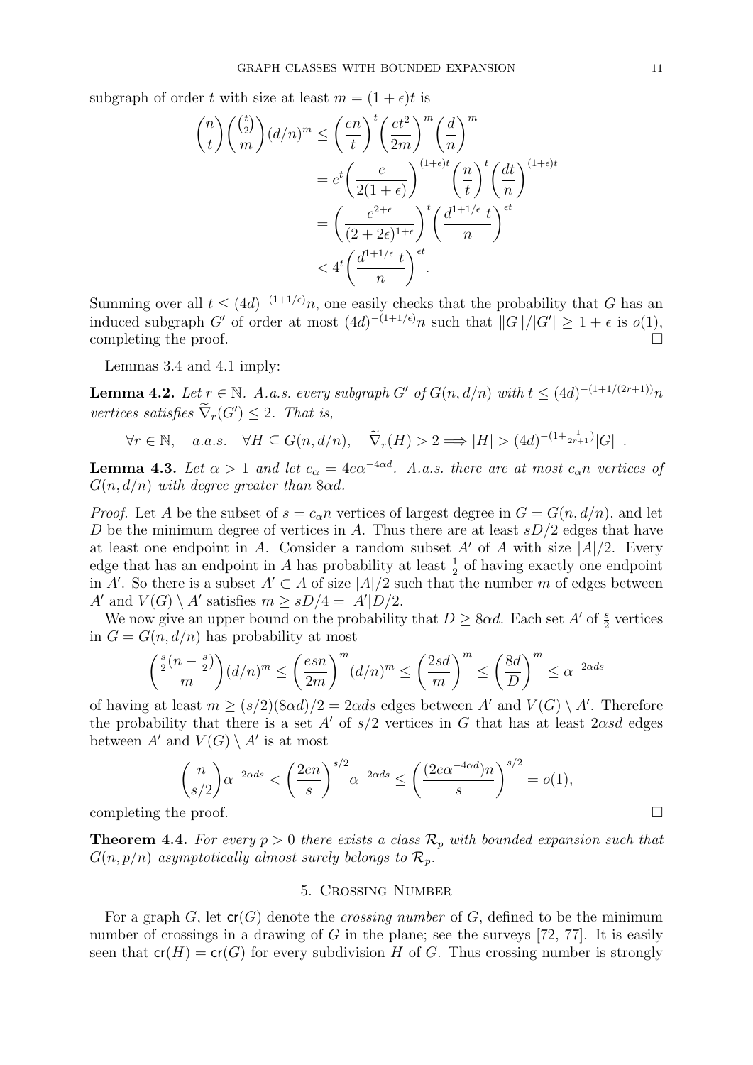subgraph of order $t$ with size at least $m = (1+\epsilon)t$ is

$$\binom{n}{t}\binom{\binom{t}{2}}{m}(d/n)^m \le \left(\frac{en}{t}\right)^t \left(\frac{et^2}{2m}\right)^m \left(\frac{d}{n}\right)^m$$
$$= e^t \left(\frac{e}{2(1+\epsilon)}\right)^{(1+\epsilon)t} \left(\frac{n}{t}\right)^t \left(\frac{dt}{n}\right)^{(1+\epsilon)t}$$
$$= \left(\frac{e^{2+\epsilon}}{(2+2\epsilon)^{1+\epsilon}}\right)^t \left(\frac{d^{1+1/\epsilon}\, t}{n}\right)^{\epsilon t}$$
$$< 4^t \left(\frac{d^{1+1/\epsilon}\, t}{n}\right)^{\epsilon t}.$$

Summing over all $t \le (4d)^{-(1+1/\epsilon)}n$, one easily checks that the probability that $G$ has an induced subgraph $G'$ of order at most $(4d)^{-(1+1/\epsilon)}n$ such that $\|G\|/|G'| \ge 1+\epsilon$ is $o(1)$, completing the proof. $\square$

Lemmas 3.4 and 4.1 imply:

**Lemma 4.2.** *Let $r \in \mathbb{N}$. A.a.s. every subgraph $G'$ of $G(n, d/n)$ with $t \le (4d)^{-(1+1/(2r+1))}n$ vertices satisfies $\widetilde{\nabla}_r(G') \le 2$. That is,*

$$\forall r \in \mathbb{N}, \quad a.a.s. \quad \forall H \subseteq G(n, d/n), \quad \widetilde{\nabla}_r(H) > 2 \Longrightarrow |H| > (4d)^{-(1+\frac{1}{2r+1})}|G| \ .$$

**Lemma 4.3.** *Let $\alpha > 1$ and let $c_\alpha = 4e\alpha^{-4\alpha d}$. A.a.s. there are at most $c_\alpha n$ vertices of $G(n, d/n)$ with degree greater than $8\alpha d$.*

*Proof.* Let $A$ be the subset of $s = c_\alpha n$ vertices of largest degree in $G = G(n, d/n)$, and let $D$ be the minimum degree of vertices in $A$. Thus there are at least $sD/2$ edges that have at least one endpoint in $A$. Consider a random subset $A'$ of $A$ with size $|A|/2$. Every edge that has an endpoint in $A$ has probability at least $\frac{1}{2}$ of having exactly one endpoint in $A'$. So there is a subset $A' \subset A$ of size $|A|/2$ such that the number $m$ of edges between $A'$ and $V(G) \setminus A'$ satisfies $m \ge sD/4 = |A'|D/2$.

We now give an upper bound on the probability that $D \ge 8\alpha d$. Each set $A'$ of $\frac{s}{2}$ vertices in $G = G(n, d/n)$ has probability at most

$$\binom{\frac{s}{2}(n-\frac{s}{2})}{m}(d/n)^m \le \left(\frac{esn}{2m}\right)^m (d/n)^m \le \left(\frac{2sd}{m}\right)^m \le \left(\frac{8d}{D}\right)^m \le \alpha^{-2\alpha ds}$$

of having at least $m \ge (s/2)(8\alpha d)/2 = 2\alpha ds$ edges between $A'$ and $V(G) \setminus A'$. Therefore the probability that there is a set $A'$ of $s/2$ vertices in $G$ that has at least $2\alpha sd$ edges between $A'$ and $V(G) \setminus A'$ is at most

$$\binom{n}{s/2}\alpha^{-2\alpha ds} < \left(\frac{2en}{s}\right)^{s/2}\alpha^{-2\alpha ds} \le \left(\frac{(2e\alpha^{-4\alpha d})n}{s}\right)^{s/2} = o(1),$$

completing the proof. $\square$

**Theorem 4.4.** *For every $p > 0$ there exists a class $\mathcal{R}_p$ with bounded expansion such that $G(n, p/n)$ asymptotically almost surely belongs to $\mathcal{R}_p$.*

## 5. Crossing Number

For a graph $G$, let $\mathsf{cr}(G)$ denote the *crossing number* of $G$, defined to be the minimum number of crossings in a drawing of $G$ in the plane; see the surveys [72, 77]. It is easily seen that $\mathsf{cr}(H) = \mathsf{cr}(G)$ for every subdivision $H$ of $G$. Thus crossing number is strongly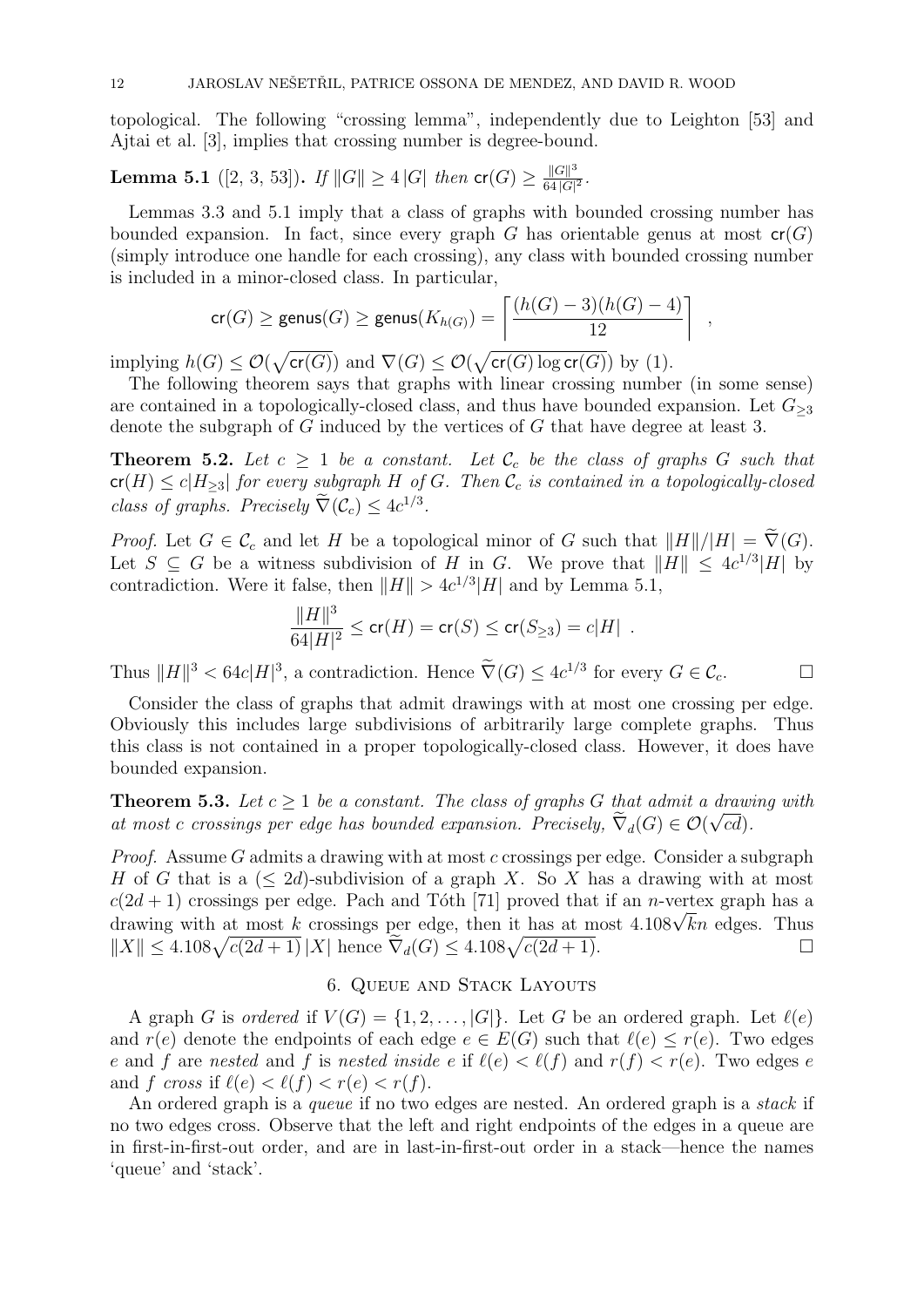topological. The following "crossing lemma", independently due to Leighton [53] and Ajtai et al. [3], implies that crossing number is degree-bound.

**Lemma 5.1** ([2, 3, 53])**.** *If* $\|G\| \geq 4\,|G|$ *then* $\mathsf{cr}(G) \geq \frac{\|G\|^3}{64\,|G|^2}$.

Lemmas 3.3 and 5.1 imply that a class of graphs with bounded crossing number has bounded expansion. In fact, since every graph $G$ has orientable genus at most $\mathsf{cr}(G)$ (simply introduce one handle for each crossing), any class with bounded crossing number is included in a minor-closed class. In particular,

$$\mathsf{cr}(G) \geq \mathsf{genus}(G) \geq \mathsf{genus}(K_{h(G)}) = \left\lceil \frac{(h(G)-3)(h(G)-4)}{12} \right\rceil \ ,$$

implying $h(G) \leq \mathcal{O}(\sqrt{\mathsf{cr}(G)})$ and $\nabla(G) \leq \mathcal{O}(\sqrt{\mathsf{cr}(G) \log \mathsf{cr}(G)})$ by (1).

The following theorem says that graphs with linear crossing number (in some sense) are contained in a topologically-closed class, and thus have bounded expansion. Let $G_{\geq 3}$ denote the subgraph of $G$ induced by the vertices of $G$ that have degree at least 3.

**Theorem 5.2.** *Let $c \geq 1$ be a constant. Let $\mathcal{C}_c$ be the class of graphs $G$ such that $\mathsf{cr}(H) \leq c|H_{\geq 3}|$ for every subgraph $H$ of $G$. Then $\mathcal{C}_c$ is contained in a topologically-closed class of graphs. Precisely $\widetilde{\nabla}(\mathcal{C}_c) \leq 4c^{1/3}$.*

*Proof.* Let $G \in \mathcal{C}_c$ and let $H$ be a topological minor of $G$ such that $\|H\|/|H| = \widetilde{\nabla}(G)$. Let $S \subseteq G$ be a witness subdivision of $H$ in $G$. We prove that $\|H\| \leq 4c^{1/3}|H|$ by contradiction. Were it false, then $\|H\| > 4c^{1/3}|H|$ and by Lemma 5.1,

$$\frac{\|H\|^3}{64|H|^2} \leq \mathsf{cr}(H) = \mathsf{cr}(S) \leq \mathsf{cr}(S_{\geq 3}) = c|H| \ .$$

Thus $\|H\|^3 < 64c|H|^3$, a contradiction. Hence $\widetilde{\nabla}(G) \leq 4c^{1/3}$ for every $G \in \mathcal{C}_c$. □

Consider the class of graphs that admit drawings with at most one crossing per edge. Obviously this includes large subdivisions of arbitrarily large complete graphs. Thus this class is not contained in a proper topologically-closed class. However, it does have bounded expansion.

**Theorem 5.3.** *Let $c \geq 1$ be a constant. The class of graphs $G$ that admit a drawing with at most $c$ crossings per edge has bounded expansion. Precisely, $\widetilde{\nabla}_d(G) \in \mathcal{O}(\sqrt{cd})$.*

*Proof.* Assume $G$ admits a drawing with at most $c$ crossings per edge. Consider a subgraph $H$ of $G$ that is a $(\leq 2d)$-subdivision of a graph $X$. So $X$ has a drawing with at most $c(2d+1)$ crossings per edge. Pach and Tóth [71] proved that if an $n$-vertex graph has a drawing with at most $k$ crossings per edge, then it has at most $4.108\sqrt{k}n$ edges. Thus $\|X\| \leq 4.108\sqrt{c(2d+1)}\,|X|$ hence $\widetilde{\nabla}_d(G) \leq 4.108\sqrt{c(2d+1)}$. □

## 6. Queue and Stack Layouts

A graph $G$ is *ordered* if $V(G) = \{1, 2, \dots, |G|\}$. Let $G$ be an ordered graph. Let $\ell(e)$ and $r(e)$ denote the endpoints of each edge $e \in E(G)$ such that $\ell(e) \leq r(e)$. Two edges $e$ and $f$ are *nested* and $f$ is *nested inside* $e$ if $\ell(e) < \ell(f)$ and $r(f) < r(e)$. Two edges $e$ and $f$ *cross* if $\ell(e) < \ell(f) < r(e) < r(f)$.

An ordered graph is a *queue* if no two edges are nested. An ordered graph is a *stack* if no two edges cross. Observe that the left and right endpoints of the edges in a queue are in first-in-first-out order, and are in last-in-first-out order in a stack—hence the names 'queue' and 'stack'.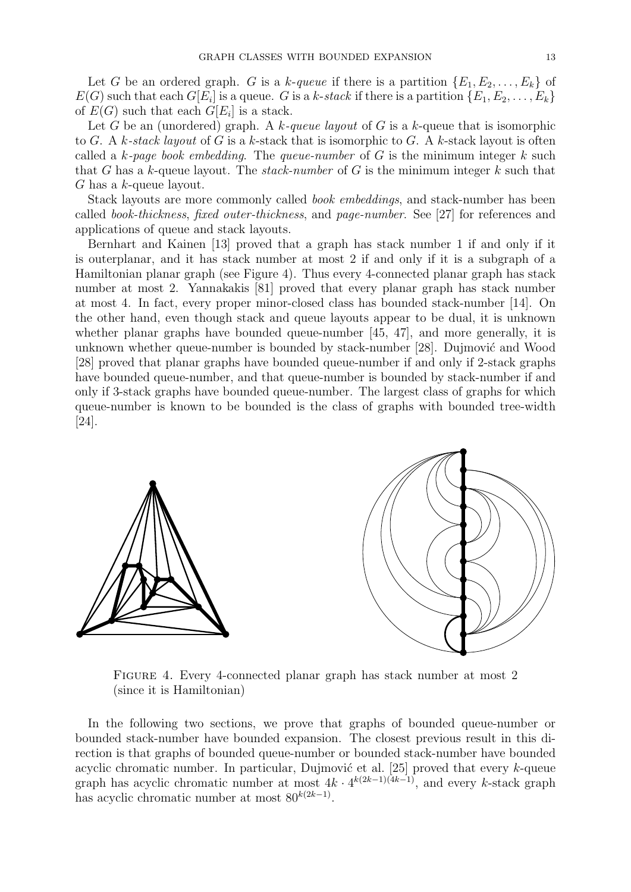Let $G$ be an ordered graph. $G$ is a *k-queue* if there is a partition $\{E_1, E_2, \dots, E_k\}$ of $E(G)$ such that each $G[E_i]$ is a queue. $G$ is a *k-stack* if there is a partition $\{E_1, E_2, \dots, E_k\}$ of $E(G)$ such that each $G[E_i]$ is a stack.

Let $G$ be an (unordered) graph. A *k-queue layout* of $G$ is a $k$-queue that is isomorphic to $G$. A *k-stack layout* of $G$ is a $k$-stack that is isomorphic to $G$. A $k$-stack layout is often called a *k-page book embedding*. The *queue-number* of $G$ is the minimum integer $k$ such that $G$ has a $k$-queue layout. The *stack-number* of $G$ is the minimum integer $k$ such that $G$ has a $k$-queue layout.

Stack layouts are more commonly called *book embeddings*, and stack-number has been called *book-thickness*, *fixed outer-thickness*, and *page-number*. See [27] for references and applications of queue and stack layouts.

Bernhart and Kainen [13] proved that a graph has stack number 1 if and only if it is outerplanar, and it has stack number at most 2 if and only if it is a subgraph of a Hamiltonian planar graph (see Figure 4). Thus every 4-connected planar graph has stack number at most 2. Yannakakis [81] proved that every planar graph has stack number at most 4. In fact, every proper minor-closed class has bounded stack-number [14]. On the other hand, even though stack and queue layouts appear to be dual, it is unknown whether planar graphs have bounded queue-number [45, 47], and more generally, it is unknown whether queue-number is bounded by stack-number [28]. Dujmović and Wood [28] proved that planar graphs have bounded queue-number if and only if 2-stack graphs have bounded queue-number, and that queue-number is bounded by stack-number if and only if 3-stack graphs have bounded queue-number. The largest class of graphs for which queue-number is known to be bounded is the class of graphs with bounded tree-width [24].

Figure 4. Every 4-connected planar graph has stack number at most 2 (since it is Hamiltonian)

In the following two sections, we prove that graphs of bounded queue-number or bounded stack-number have bounded expansion. The closest previous result in this direction is that graphs of bounded queue-number or bounded stack-number have bounded acyclic chromatic number. In particular, Dujmović et al. [25] proved that every $k$-queue graph has acyclic chromatic number at most $4k \cdot 4^{k(2k-1)(4k-1)}$, and every $k$-stack graph has acyclic chromatic number at most $80^{k(2k-1)}$.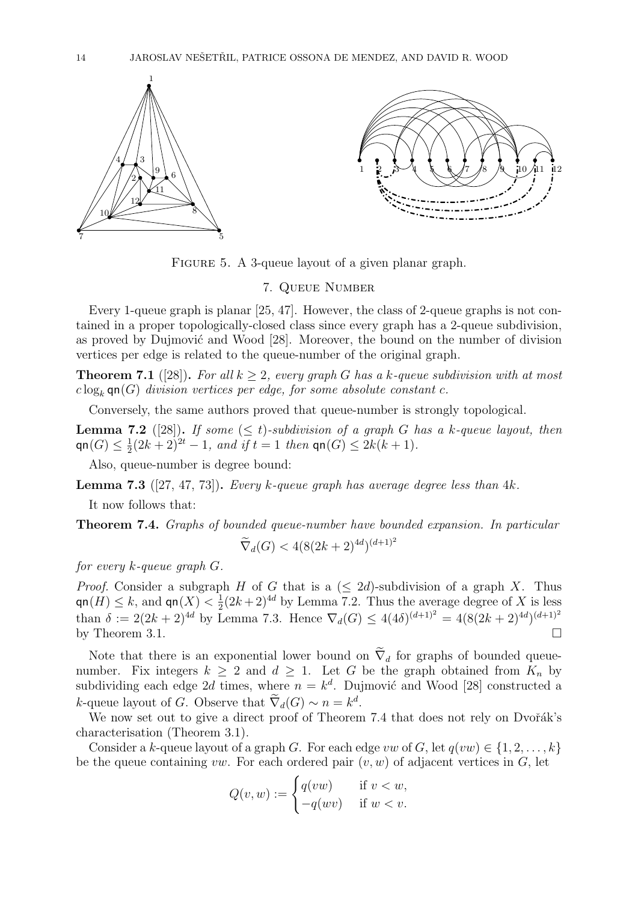FIGURE 5. A 3-queue layout of a given planar graph.

## 7. Queue Number

Every 1-queue graph is planar [25, 47]. However, the class of 2-queue graphs is not contained in a proper topologically-closed class since every graph has a 2-queue subdivision, as proved by Dujmović and Wood [28]. Moreover, the bound on the number of division vertices per edge is related to the queue-number of the original graph.

**Theorem 7.1** ([28]). *For all $k \geq 2$, every graph $G$ has a $k$-queue subdivision with at most $c \log_k \mathsf{qn}(G)$ division vertices per edge, for some absolute constant $c$.*

Conversely, the same authors proved that queue-number is strongly topological.

**Lemma 7.2** ([28]). *If some $(\leq t)$-subdivision of a graph $G$ has a $k$-queue layout, then $\mathsf{qn}(G) \leq \frac{1}{2}(2k+2)^{2t} - 1$, and if $t = 1$ then $\mathsf{qn}(G) \leq 2k(k+1)$.*

Also, queue-number is degree bound:

**Lemma 7.3** ([27, 47, 73]). *Every $k$-queue graph has average degree less than $4k$.*

It now follows that:

**Theorem 7.4.** *Graphs of bounded queue-number have bounded expansion. In particular*

$$\widetilde{\nabla}_d(G) < 4(8(2k+2)^{4d})^{(d+1)^2}$$

*for every $k$-queue graph $G$.*

*Proof.* Consider a subgraph $H$ of $G$ that is a $(\leq 2d)$-subdivision of a graph $X$. Thus $\mathsf{qn}(H) \leq k$, and $\mathsf{qn}(X) < \frac{1}{2}(2k+2)^{4d}$ by Lemma 7.2. Thus the average degree of $X$ is less than $\delta := 2(2k+2)^{4d}$ by Lemma 7.3. Hence $\nabla_d(G) \leq 4(4\delta)^{(d+1)^2} = 4(8(2k+2)^{4d})^{(d+1)^2}$ by Theorem 3.1. $\square$

Note that there is an exponential lower bound on $\widetilde{\nabla}_d$ for graphs of bounded queue-number. Fix integers $k \geq 2$ and $d \geq 1$. Let $G$ be the graph obtained from $K_n$ by subdividing each edge $2d$ times, where $n = k^d$. Dujmović and Wood [28] constructed a $k$-queue layout of $G$. Observe that $\widetilde{\nabla}_d(G) \sim n = k^d$.

We now set out to give a direct proof of Theorem 7.4 that does not rely on Dvořák's characterisation (Theorem 3.1).

Consider a $k$-queue layout of a graph $G$. For each edge $vw$ of $G$, let $q(vw) \in \{1, 2, \dots, k\}$ be the queue containing $vw$. For each ordered pair $(v, w)$ of adjacent vertices in $G$, let

$$Q(v, w) := \begin{cases} q(vw) & \text{if } v < w, \\ -q(wv) & \text{if } w < v. \end{cases}$$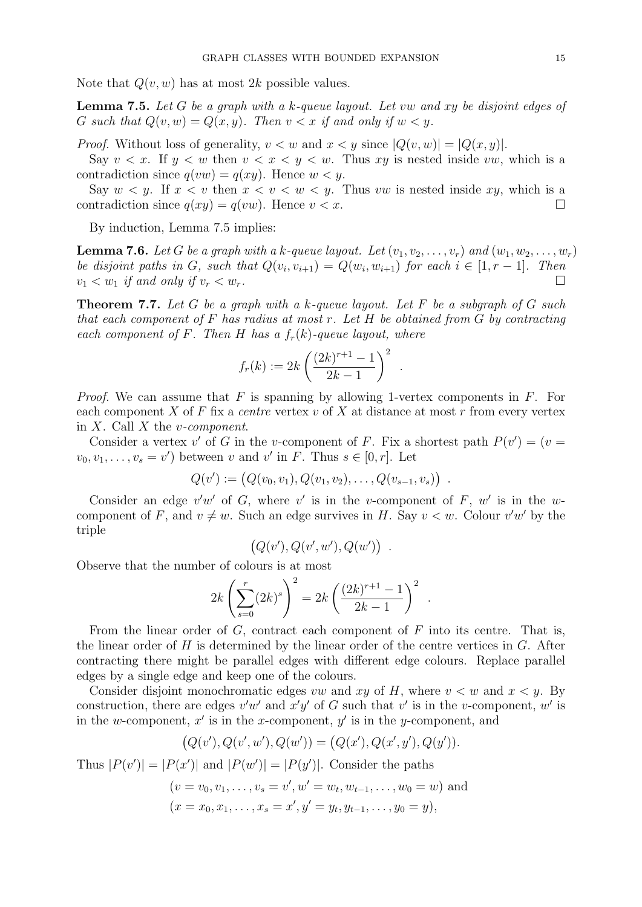Note that $Q(v,w)$ has at most $2k$ possible values.

**Lemma 7.5.** *Let $G$ be a graph with a $k$-queue layout. Let $vw$ and $xy$ be disjoint edges of $G$ such that $Q(v,w) = Q(x,y)$. Then $v < x$ if and only if $w < y$.*

*Proof.* Without loss of generality, $v < w$ and $x < y$ since $|Q(v,w)| = |Q(x,y)|$.

Say $v < x$. If $y < w$ then $v < x < y < w$. Thus $xy$ is nested inside $vw$, which is a contradiction since $q(vw) = q(xy)$. Hence $w < y$.

Say $w < y$. If $x < v$ then $x < v < w < y$. Thus $vw$ is nested inside $xy$, which is a contradiction since $q(xy) = q(vw)$. Hence $v < x$. □

By induction, Lemma 7.5 implies:

**Lemma 7.6.** *Let $G$ be a graph with a $k$-queue layout. Let $(v_1, v_2, \dots, v_r)$ and $(w_1, w_2, \dots, w_r)$ be disjoint paths in $G$, such that $Q(v_i, v_{i+1}) = Q(w_i, w_{i+1})$ for each $i \in [1, r-1]$. Then $v_1 < w_1$ if and only if $v_r < w_r$.* □

**Theorem 7.7.** *Let $G$ be a graph with a $k$-queue layout. Let $F$ be a subgraph of $G$ such that each component of $F$ has radius at most $r$. Let $H$ be obtained from $G$ by contracting each component of $F$. Then $H$ has a $f_r(k)$-queue layout, where*

$$f_r(k) := 2k\left(\frac{(2k)^{r+1}-1}{2k-1}\right)^2 .$$

*Proof.* We can assume that $F$ is spanning by allowing 1-vertex components in $F$. For each component $X$ of $F$ fix a *centre* vertex $v$ of $X$ at distance at most $r$ from every vertex in $X$. Call $X$ the *$v$-component*.

Consider a vertex $v'$ of $G$ in the $v$-component of $F$. Fix a shortest path $P(v') = (v = v_0, v_1, \dots, v_s = v')$ between $v$ and $v'$ in $F$. Thus $s \in [0, r]$. Let

$$Q(v') := \big(Q(v_0, v_1), Q(v_1, v_2), \dots, Q(v_{s-1}, v_s)\big) .$$

Consider an edge $v'w'$ of $G$, where $v'$ is in the $v$-component of $F$, $w'$ is in the $w$-component of $F$, and $v \neq w$. Such an edge survives in $H$. Say $v < w$. Colour $v'w'$ by the triple

$$\big(Q(v'), Q(v', w'), Q(w')\big) .$$

Observe that the number of colours is at most

$$2k\left(\sum_{s=0}^{r}(2k)^s\right)^2 = 2k\left(\frac{(2k)^{r+1}-1}{2k-1}\right)^2 .$$

From the linear order of $G$, contract each component of $F$ into its centre. That is, the linear order of $H$ is determined by the linear order of the centre vertices in $G$. After contracting there might be parallel edges with different edge colours. Replace parallel edges by a single edge and keep one of the colours.

Consider disjoint monochromatic edges $vw$ and $xy$ of $H$, where $v < w$ and $x < y$. By construction, there are edges $v'w'$ and $x'y'$ of $G$ such that $v'$ is in the $v$-component, $w'$ is in the $w$-component, $x'$ is in the $x$-component, $y'$ is in the $y$-component, and

$$\big(Q(v'), Q(v', w'), Q(w')\big) = \big(Q(x'), Q(x', y'), Q(y')\big).$$

Thus $|P(v')| = |P(x')|$ and $|P(w')| = |P(y')|$. Consider the paths

$$(v = v_0, v_1, \dots, v_s = v', w' = w_t, w_{t-1}, \dots, w_0 = w) \text{ and}$$
$$(x = x_0, x_1, \dots, x_s = x', y' = y_t, y_{t-1}, \dots, y_0 = y),$$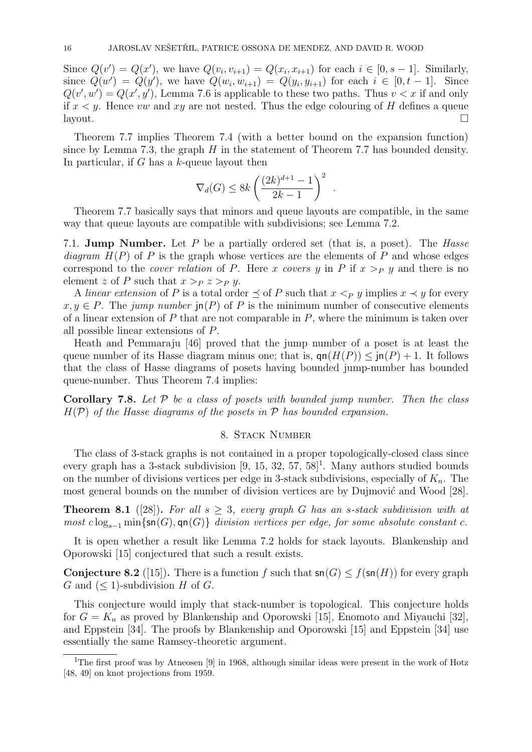Since $Q(v') = Q(x')$, we have $Q(v_i, v_{i+1}) = Q(x_i, x_{i+1})$ for each $i \in [0, s-1]$. Similarly, since $Q(w') = Q(y')$, we have $Q(w_i, w_{i+1}) = Q(y_i, y_{i+1})$ for each $i \in [0, t-1]$. Since $Q(v', w') = Q(x', y')$, Lemma 7.6 is applicable to these two paths. Thus $v < x$ if and only if $x < y$. Hence $vw$ and $xy$ are not nested. Thus the edge colouring of $H$ defines a queue layout. □

Theorem 7.7 implies Theorem 7.4 (with a better bound on the expansion function) since by Lemma 7.3, the graph $H$ in the statement of Theorem 7.7 has bounded density. In particular, if $G$ has a $k$-queue layout then

$$\nabla_d(G) \leq 8k \left( \frac{(2k)^{d+1} - 1}{2k - 1} \right)^2 .$$

Theorem 7.7 basically says that minors and queue layouts are compatible, in the same way that queue layouts are compatible with subdivisions; see Lemma 7.2.

### 7.1. Jump Number.

Let $P$ be a partially ordered set (that is, a poset). The *Hasse diagram* $H(P)$ of $P$ is the graph whose vertices are the elements of $P$ and whose edges correspond to the *cover relation* of $P$. Here $x$ *covers* $y$ in $P$ if $x >_P y$ and there is no element $z$ of $P$ such that $x >_P z >_P y$.

A *linear extension* of $P$ is a total order $\preceq$ of $P$ such that $x <_P y$ implies $x \prec y$ for every $x, y \in P$. The *jump number* $\mathsf{jn}(P)$ of $P$ is the minimum number of consecutive elements of a linear extension of $P$ that are not comparable in $P$, where the minimum is taken over all possible linear extensions of $P$.

Heath and Pemmaraju [46] proved that the jump number of a poset is at least the queue number of its Hasse diagram minus one; that is, $\mathsf{qn}(H(P)) \leq \mathsf{jn}(P) + 1$. It follows that the class of Hasse diagrams of posets having bounded jump-number has bounded queue-number. Thus Theorem 7.4 implies:

**Corollary 7.8.** *Let $\mathcal{P}$ be a class of posets with bounded jump number. Then the class $H(\mathcal{P})$ of the Hasse diagrams of the posets in $\mathcal{P}$ has bounded expansion.*

## 8. Stack Number

The class of 3-stack graphs is not contained in a proper topologically-closed class since every graph has a 3-stack subdivision [9, 15, 32, 57, 58][1]. Many authors studied bounds on the number of divisions vertices per edge in 3-stack subdivisions, especially of $K_n$. The most general bounds on the number of division vertices are by Dujmović and Wood [28].

**Theorem 8.1** ([28]). *For all $s \geq 3$, every graph $G$ has an $s$-stack subdivision with at most $c \log_{s-1} \min\{\mathsf{sn}(G), \mathsf{qn}(G)\}$ division vertices per edge, for some absolute constant $c$.*

It is open whether a result like Lemma 7.2 holds for stack layouts. Blankenship and Oporowski [15] conjectured that such a result exists.

**Conjecture 8.2** ([15]). There is a function $f$ such that $\mathsf{sn}(G) \leq f(\mathsf{sn}(H))$ for every graph $G$ and $(\leq 1)$-subdivision $H$ of $G$.

This conjecture would imply that stack-number is topological. This conjecture holds for $G = K_n$ as proved by Blankenship and Oporowski [15], Enomoto and Miyauchi [32], and Eppstein [34]. The proofs by Blankenship and Oporowski [15] and Eppstein [34] use essentially the same Ramsey-theoretic argument.

[1] The first proof was by Atneosen [9] in 1968, although similar ideas were present in the work of Hotz [48, 49] on knot projections from 1959.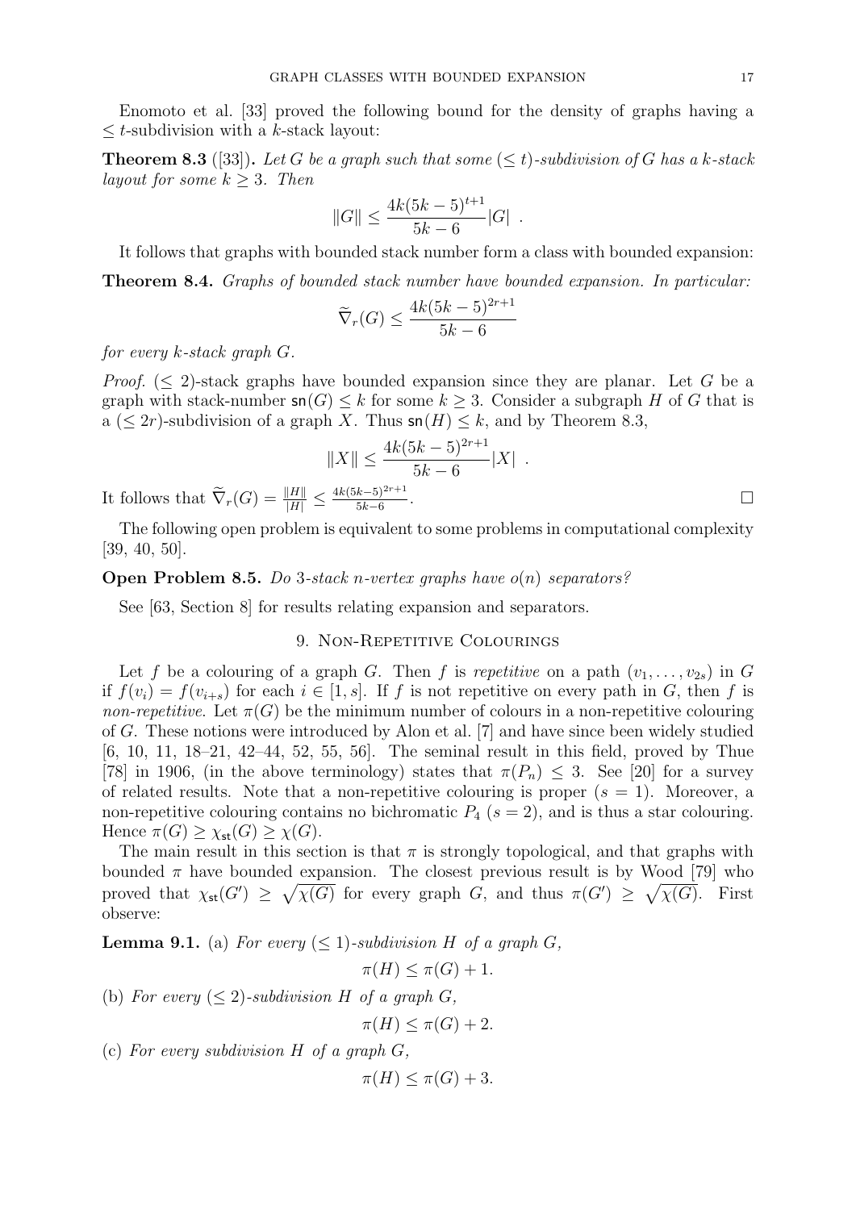Enomoto et al. [33] proved the following bound for the density of graphs having a $\leq t$-subdivision with a $k$-stack layout:

**Theorem 8.3** ([33])**.** *Let $G$ be a graph such that some $(\leq t)$-subdivision of $G$ has a $k$-stack layout for some $k \geq 3$. Then*

$$\|G\| \leq \frac{4k(5k-5)^{t+1}}{5k-6}|G| \enspace .$$

It follows that graphs with bounded stack number form a class with bounded expansion:

**Theorem 8.4.** *Graphs of bounded stack number have bounded expansion. In particular:*

$$\widetilde{\nabla}_r(G) \leq \frac{4k(5k-5)^{2r+1}}{5k-6}$$

*for every $k$-stack graph $G$.*

*Proof.* $(\leq 2)$-stack graphs have bounded expansion since they are planar. Let $G$ be a graph with stack-number $\mathsf{sn}(G) \leq k$ for some $k \geq 3$. Consider a subgraph $H$ of $G$ that is a $(\leq 2r)$-subdivision of a graph $X$. Thus $\mathsf{sn}(H) \leq k$, and by Theorem 8.3,

$$\|X\| \leq \frac{4k(5k-5)^{2r+1}}{5k-6}|X| \enspace .$$

It follows that $\widetilde{\nabla}_r(G) = \frac{\|H\|}{|H|} \leq \frac{4k(5k-5)^{2r+1}}{5k-6}$. $\square$

The following open problem is equivalent to some problems in computational complexity [39, 40, 50].

**Open Problem 8.5.** *Do 3-stack $n$-vertex graphs have $o(n)$ separators?*

See [63, Section 8] for results relating expansion and separators.

## 9. Non-Repetitive Colourings

Let $f$ be a colouring of a graph $G$. Then $f$ is *repetitive* on a path $(v_1, \dots, v_{2s})$ in $G$ if $f(v_i) = f(v_{i+s})$ for each $i \in [1, s]$. If $f$ is not repetitive on every path in $G$, then $f$ is *non-repetitive*. Let $\pi(G)$ be the minimum number of colours in a non-repetitive colouring of $G$. These notions were introduced by Alon et al. [7] and have since been widely studied [6, 10, 11, 18–21, 42–44, 52, 55, 56]. The seminal result in this field, proved by Thue [78] in 1906, (in the above terminology) states that $\pi(P_n) \leq 3$. See [20] for a survey of related results. Note that a non-repetitive colouring is proper ($s = 1$). Moreover, a non-repetitive colouring contains no bichromatic $P_4$ ($s = 2$), and is thus a star colouring. Hence $\pi(G) \geq \chi_{\mathsf{st}}(G) \geq \chi(G)$.

The main result in this section is that $\pi$ is strongly topological, and that graphs with bounded $\pi$ have bounded expansion. The closest previous result is by Wood [79] who proved that $\chi_{\mathsf{st}}(G') \geq \sqrt{\chi(G)}$ for every graph $G$, and thus $\pi(G') \geq \sqrt{\chi(G)}$. First observe:

**Lemma 9.1.** (a) *For every $(\leq 1)$-subdivision $H$ of a graph $G$,*

$$\pi(H) \leq \pi(G) + 1.$$

(b) *For every $(\leq 2)$-subdivision $H$ of a graph $G$,*

$$\pi(H) \leq \pi(G) + 2.$$

(c) *For every subdivision $H$ of a graph $G$,*

$$\pi(H) \leq \pi(G) + 3.$$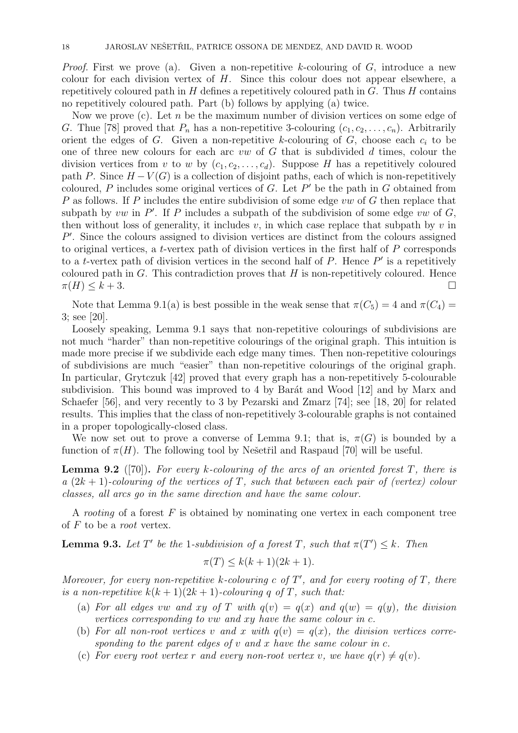*Proof.* First we prove (a). Given a non-repetitive $k$-colouring of $G$, introduce a new colour for each division vertex of $H$. Since this colour does not appear elsewhere, a repetitively coloured path in $H$ defines a repetitively coloured path in $G$. Thus $H$ contains no repetitively coloured path. Part (b) follows by applying (a) twice.

Now we prove (c). Let $n$ be the maximum number of division vertices on some edge of $G$. Thue [78] proved that $P_n$ has a non-repetitive 3-colouring $(c_1, c_2, \dots, c_n)$. Arbitrarily orient the edges of $G$. Given a non-repetitive $k$-colouring of $G$, choose each $c_i$ to be one of three new colours for each arc $vw$ of $G$ that is subdivided $d$ times, colour the division vertices from $v$ to $w$ by $(c_1, c_2, \dots, c_d)$. Suppose $H$ has a repetitively coloured path $P$. Since $H - V(G)$ is a collection of disjoint paths, each of which is non-repetitively coloured, $P$ includes some original vertices of $G$. Let $P'$ be the path in $G$ obtained from $P$ as follows. If $P$ includes the entire subdivision of some edge $vw$ of $G$ then replace that subpath by $vw$ in $P'$. If $P$ includes a subpath of the subdivision of some edge $vw$ of $G$, then without loss of generality, it includes $v$, in which case replace that subpath by $v$ in $P'$. Since the colours assigned to division vertices are distinct from the colours assigned to original vertices, a $t$-vertex path of division vertices in the first half of $P$ corresponds to a $t$-vertex path of division vertices in the second half of $P$. Hence $P'$ is a repetitively coloured path in $G$. This contradiction proves that $H$ is non-repetitively coloured. Hence $\pi(H) \leq k + 3$. □

Note that Lemma 9.1(a) is best possible in the weak sense that $\pi(C_5) = 4$ and $\pi(C_4) = 3$; see [20].

Loosely speaking, Lemma 9.1 says that non-repetitive colourings of subdivisions are not much "harder" than non-repetitive colourings of the original graph. This intuition is made more precise if we subdivide each edge many times. Then non-repetitive colourings of subdivisions are much "easier" than non-repetitive colourings of the original graph. In particular, Grytczuk [42] proved that every graph has a non-repetitively 5-colourable subdivision. This bound was improved to 4 by Barát and Wood [12] and by Marx and Schaefer [56], and very recently to 3 by Pezarski and Zmarz [74]; see [18, 20] for related results. This implies that the class of non-repetitively 3-colourable graphs is not contained in a proper topologically-closed class.

We now set out to prove a converse of Lemma 9.1; that is, $\pi(G)$ is bounded by a function of $\pi(H)$. The following tool by Nešetřil and Raspaud [70] will be useful.

**Lemma 9.2** ([70])**.** *For every $k$-colouring of the arcs of an oriented forest $T$, there is a $(2k+1)$-colouring of the vertices of $T$, such that between each pair of (vertex) colour classes, all arcs go in the same direction and have the same colour.*

A *rooting* of a forest $F$ is obtained by nominating one vertex in each component tree of $F$ to be a *root* vertex.

**Lemma 9.3.** *Let $T'$ be the 1-subdivision of a forest $T$, such that $\pi(T') \leq k$. Then*

$$\pi(T) \leq k(k+1)(2k+1).$$

*Moreover, for every non-repetitive $k$-colouring $c$ of $T'$, and for every rooting of $T$, there is a non-repetitive $k(k+1)(2k+1)$-colouring $q$ of $T$, such that:*

- (a) *For all edges $vw$ and $xy$ of $T$ with $q(v) = q(x)$ and $q(w) = q(y)$, the division vertices corresponding to $vw$ and $xy$ have the same colour in $c$.*
- (b) *For all non-root vertices $v$ and $x$ with $q(v) = q(x)$, the division vertices corresponding to the parent edges of $v$ and $x$ have the same colour in $c$.*
- (c) *For every root vertex $r$ and every non-root vertex $v$, we have $q(r) \neq q(v)$.*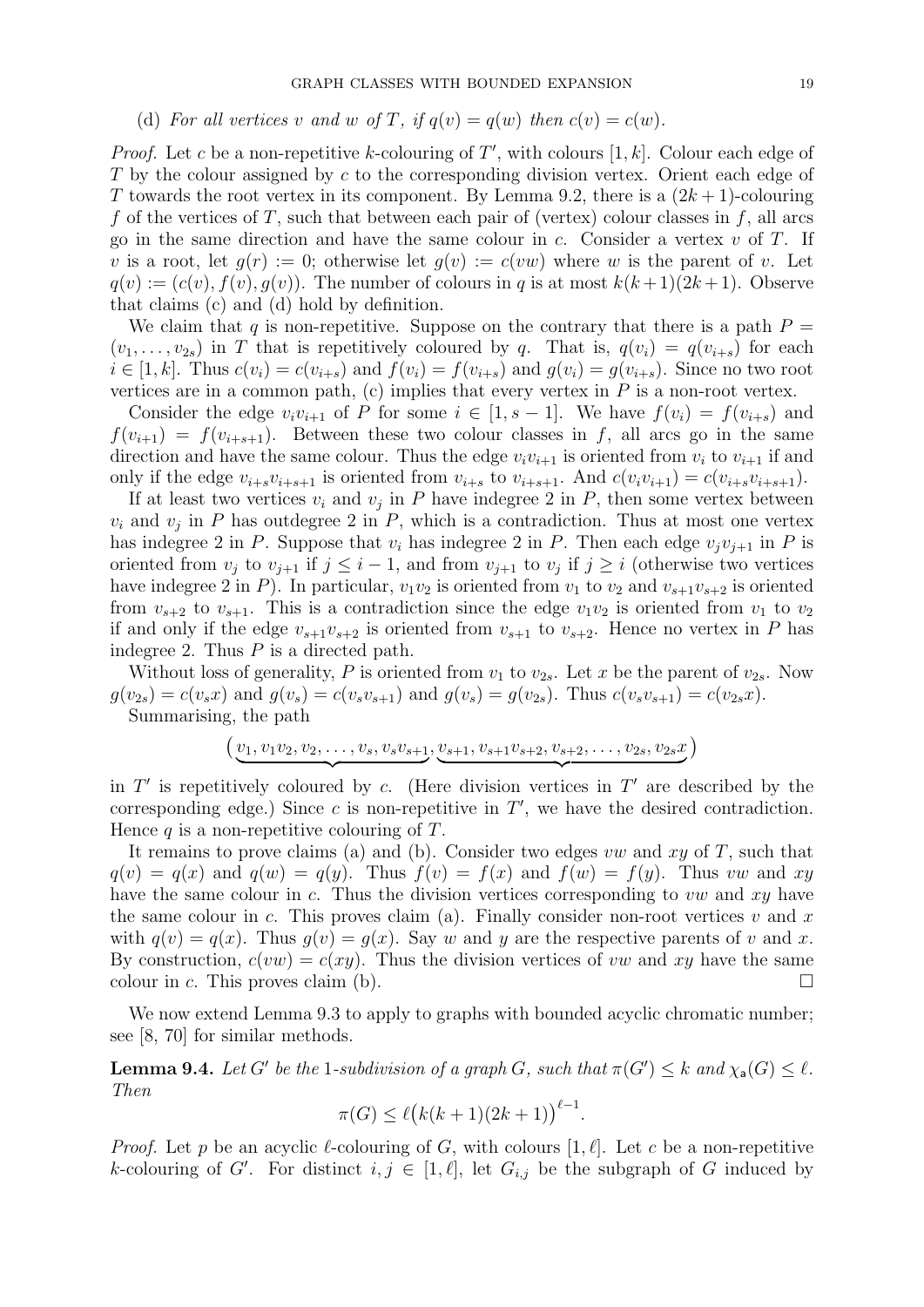(d) *For all vertices $v$ and $w$ of $T$, if $q(v) = q(w)$ then $c(v) = c(w)$.*

*Proof.* Let $c$ be a non-repetitive $k$-colouring of $T'$, with colours $[1, k]$. Colour each edge of $T$ by the colour assigned by $c$ to the corresponding division vertex. Orient each edge of $T$ towards the root vertex in its component. By Lemma 9.2, there is a $(2k + 1)$-colouring $f$ of the vertices of $T$, such that between each pair of (vertex) colour classes in $f$, all arcs go in the same direction and have the same colour in $c$. Consider a vertex $v$ of $T$. If $v$ is a root, let $g(r) := 0$; otherwise let $g(v) := c(vw)$ where $w$ is the parent of $v$. Let $q(v) := (c(v), f(v), g(v))$. The number of colours in $q$ is at most $k(k+1)(2k+1)$. Observe that claims (c) and (d) hold by definition.

We claim that $q$ is non-repetitive. Suppose on the contrary that there is a path $P = (v_1, \ldots, v_{2s})$ in $T$ that is repetitively coloured by $q$. That is, $q(v_i) = q(v_{i+s})$ for each $i \in [1, k]$. Thus $c(v_i) = c(v_{i+s})$ and $f(v_i) = f(v_{i+s})$ and $g(v_i) = g(v_{i+s})$. Since no two root vertices are in a common path, (c) implies that every vertex in $P$ is a non-root vertex.

Consider the edge $v_iv_{i+1}$ of $P$ for some $i \in [1, s - 1]$. We have $f(v_i) = f(v_{i+s})$ and $f(v_{i+1}) = f(v_{i+s+1})$. Between these two colour classes in $f$, all arcs go in the same direction and have the same colour. Thus the edge $v_iv_{i+1}$ is oriented from $v_i$ to $v_{i+1}$ if and only if the edge $v_{i+s}v_{i+s+1}$ is oriented from $v_{i+s}$ to $v_{i+s+1}$. And $c(v_iv_{i+1}) = c(v_{i+s}v_{i+s+1})$.

If at least two vertices $v_i$ and $v_j$ in $P$ have indegree 2 in $P$, then some vertex between $v_i$ and $v_j$ in $P$ has outdegree 2 in $P$, which is a contradiction. Thus at most one vertex has indegree 2 in $P$. Suppose that $v_i$ has indegree 2 in $P$. Then each edge $v_jv_{j+1}$ in $P$ is oriented from $v_j$ to $v_{j+1}$ if $j \leq i - 1$, and from $v_{j+1}$ to $v_j$ if $j \geq i$ (otherwise two vertices have indegree 2 in $P$). In particular, $v_1v_2$ is oriented from $v_1$ to $v_2$ and $v_{s+1}v_{s+2}$ is oriented from $v_{s+2}$ to $v_{s+1}$. This is a contradiction since the edge $v_1v_2$ is oriented from $v_1$ to $v_2$ if and only if the edge $v_{s+1}v_{s+2}$ is oriented from $v_{s+1}$ to $v_{s+2}$. Hence no vertex in $P$ has indegree 2. Thus $P$ is a directed path.

Without loss of generality, $P$ is oriented from $v_1$ to $v_{2s}$. Let $x$ be the parent of $v_{2s}$. Now $g(v_{2s}) = c(v_sx)$ and $g(v_s) = c(v_sv_{s+1})$ and $g(v_s) = g(v_{2s})$. Thus $c(v_sv_{s+1}) = c(v_{2s}x)$.

Summarising, the path

$$\big(\underbrace{v_1, v_1v_2, v_2, \ldots, v_s, v_sv_{s+1}}, \underbrace{v_{s+1}, v_{s+1}v_{s+2}, v_{s+2}, \ldots, v_{2s}, v_{2s}x}\big)$$

in $T'$ is repetitively coloured by $c$. (Here division vertices in $T'$ are described by the corresponding edge.) Since $c$ is non-repetitive in $T'$, we have the desired contradiction. Hence $q$ is a non-repetitive colouring of $T$.

It remains to prove claims (a) and (b). Consider two edges $vw$ and $xy$ of $T$, such that $q(v) = q(x)$ and $q(w) = q(y)$. Thus $f(v) = f(x)$ and $f(w) = f(y)$. Thus $vw$ and $xy$ have the same colour in $c$. Thus the division vertices corresponding to $vw$ and $xy$ have the same colour in $c$. This proves claim (a). Finally consider non-root vertices $v$ and $x$ with $q(v) = q(x)$. Thus $g(v) = g(x)$. Say $w$ and $y$ are the respective parents of $v$ and $x$. By construction, $c(vw) = c(xy)$. Thus the division vertices of $vw$ and $xy$ have the same colour in $c$. This proves claim (b). $\square$

We now extend Lemma 9.3 to apply to graphs with bounded acyclic chromatic number; see [8, 70] for similar methods.

**Lemma 9.4.** *Let $G'$ be the 1-subdivision of a graph $G$, such that $\pi(G') \leq k$ and $\chi_{\mathsf{a}}(G) \leq \ell$. Then*

$$\pi(G) \leq \ell\big(k(k+1)(2k+1)\big)^{\ell-1}.$$

*Proof.* Let $p$ be an acyclic $\ell$-colouring of $G$, with colours $[1, \ell]$. Let $c$ be a non-repetitive $k$-colouring of $G'$. For distinct $i, j \in [1, \ell]$, let $G_{i,j}$ be the subgraph of $G$ induced by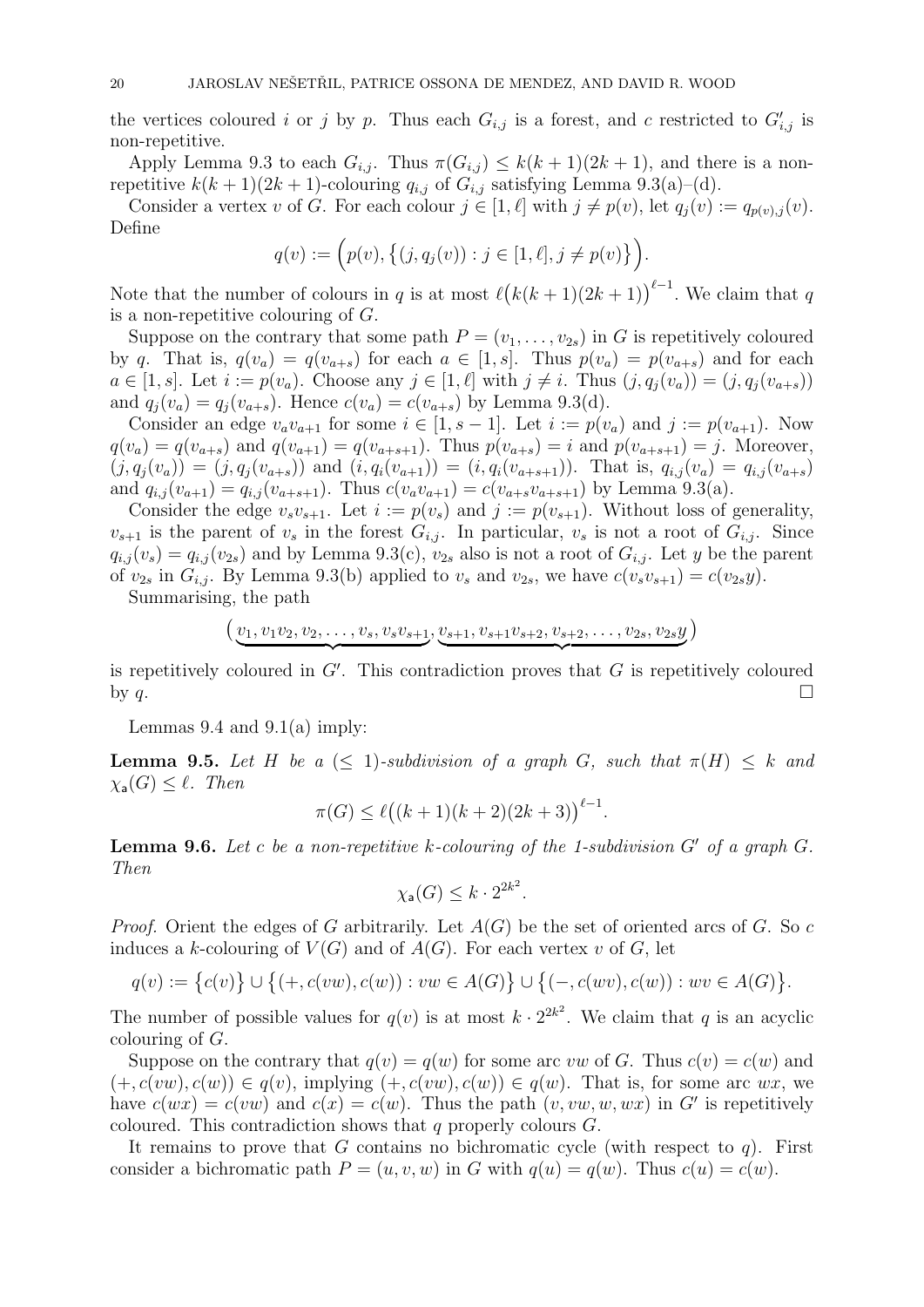the vertices coloured $i$ or $j$ by $p$. Thus each $G_{i,j}$ is a forest, and $c$ restricted to $G'_{i,j}$ is non-repetitive.

Apply Lemma 9.3 to each $G_{i,j}$. Thus $\pi(G_{i,j}) \leq k(k+1)(2k+1)$, and there is a non-repetitive $k(k+1)(2k+1)$-colouring $q_{i,j}$ of $G_{i,j}$ satisfying Lemma 9.3(a)–(d).

Consider a vertex $v$ of $G$. For each colour $j \in [1, \ell]$ with $j \neq p(v)$, let $q_j(v) := q_{p(v),j}(v)$. Define

$$q(v) := \Big(p(v), \big\{(j, q_j(v)) : j \in [1, \ell], j \neq p(v)\big\}\Big).$$

Note that the number of colours in $q$ is at most $\ell\big(k(k+1)(2k+1)\big)^{\ell-1}$. We claim that $q$ is a non-repetitive colouring of $G$.

Suppose on the contrary that some path $P = (v_1, \dots, v_{2s})$ in $G$ is repetitively coloured by $q$. That is, $q(v_a) = q(v_{a+s})$ for each $a \in [1, s]$. Thus $p(v_a) = p(v_{a+s})$ and for each $a \in [1, s]$. Let $i := p(v_a)$. Choose any $j \in [1, \ell]$ with $j \neq i$. Thus $(j, q_j(v_a)) = (j, q_j(v_{a+s}))$ and $q_j(v_a) = q_j(v_{a+s})$. Hence $c(v_a) = c(v_{a+s})$ by Lemma 9.3(d).

Consider an edge $v_a v_{a+1}$ for some $i \in [1, s-1]$. Let $i := p(v_a)$ and $j := p(v_{a+1})$. Now $q(v_a) = q(v_{a+s})$ and $q(v_{a+1}) = q(v_{a+s+1})$. Thus $p(v_{a+s}) = i$ and $p(v_{a+s+1}) = j$. Moreover, $(j, q_j(v_a)) = (j, q_j(v_{a+s}))$ and $(i, q_i(v_{a+1})) = (i, q_i(v_{a+s+1}))$. That is, $q_{i,j}(v_a) = q_{i,j}(v_{a+s})$ and $q_{i,j}(v_{a+1}) = q_{i,j}(v_{a+s+1})$. Thus $c(v_a v_{a+1}) = c(v_{a+s} v_{a+s+1})$ by Lemma 9.3(a).

Consider the edge $v_s v_{s+1}$. Let $i := p(v_s)$ and $j := p(v_{s+1})$. Without loss of generality, $v_{s+1}$ is the parent of $v_s$ in the forest $G_{i,j}$. In particular, $v_s$ is not a root of $G_{i,j}$. Since $q_{i,j}(v_s) = q_{i,j}(v_{2s})$ and by Lemma 9.3(c), $v_{2s}$ also is not a root of $G_{i,j}$. Let $y$ be the parent of $v_{2s}$ in $G_{i,j}$. By Lemma 9.3(b) applied to $v_s$ and $v_{2s}$, we have $c(v_s v_{s+1}) = c(v_{2s} y)$.

Summarising, the path

$$\big(\underbrace{v_1, v_1v_2, v_2, \dots, v_s, v_sv_{s+1}}, \underbrace{v_{s+1}, v_{s+1}v_{s+2}, v_{s+2}, \dots, v_{2s}, v_{2s}y}\big)$$

is repetitively coloured in $G'$. This contradiction proves that $G$ is repetitively coloured by $q$. $\square$

Lemmas 9.4 and 9.1(a) imply:

**Lemma 9.5.** *Let $H$ be a $(\leq 1)$-subdivision of a graph $G$, such that $\pi(H) \leq k$ and $\chi_{\mathsf{a}}(G) \leq \ell$. Then*

$$\pi(G) \leq \ell\big((k+1)(k+2)(2k+3)\big)^{\ell-1}.$$

**Lemma 9.6.** *Let $c$ be a non-repetitive $k$-colouring of the 1-subdivision $G'$ of a graph $G$. Then*

$$\chi_{\mathsf{a}}(G) \leq k \cdot 2^{2k^2}.$$

*Proof.* Orient the edges of $G$ arbitrarily. Let $A(G)$ be the set of oriented arcs of $G$. So $c$ induces a $k$-colouring of $V(G)$ and of $A(G)$. For each vertex $v$ of $G$, let

$$q(v) := \big\{c(v)\big\} \cup \big\{(+, c(vw), c(w)) : vw \in A(G)\big\} \cup \big\{(-, c(wv), c(w)) : wv \in A(G)\big\}.$$

The number of possible values for $q(v)$ is at most $k \cdot 2^{2k^2}$. We claim that $q$ is an acyclic colouring of $G$.

Suppose on the contrary that $q(v) = q(w)$ for some arc $vw$ of $G$. Thus $c(v) = c(w)$ and $(+, c(vw), c(w)) \in q(v)$, implying $(+, c(vw), c(w)) \in q(w)$. That is, for some arc $wx$, we have $c(wx) = c(vw)$ and $c(x) = c(w)$. Thus the path $(v, vw, w, wx)$ in $G'$ is repetitively coloured. This contradiction shows that $q$ properly colours $G$.

It remains to prove that $G$ contains no bichromatic cycle (with respect to $q$). First consider a bichromatic path $P = (u, v, w)$ in $G$ with $q(u) = q(w)$. Thus $c(u) = c(w)$.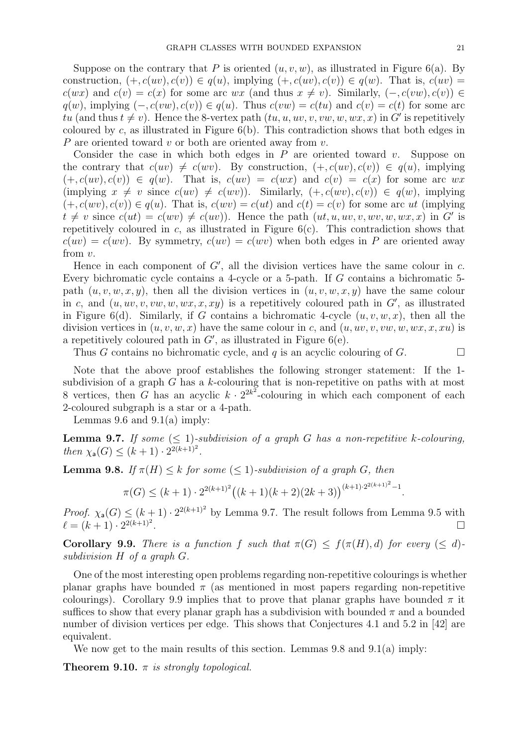Suppose on the contrary that $P$ is oriented $(u, v, w)$, as illustrated in Figure 6(a). By construction, $(+, c(uv), c(v)) \in q(u)$, implying $(+, c(uv), c(v)) \in q(w)$. That is, $c(uv) = c(wx)$ and $c(v) = c(x)$ for some arc $wx$ (and thus $x \neq v$). Similarly, $(-, c(vw), c(v)) \in q(w)$, implying $(-, c(vw), c(v)) \in q(u)$. Thus $c(vw) = c(tu)$ and $c(v) = c(t)$ for some arc $tu$ (and thus $t \neq v$). Hence the 8-vertex path $(tu, u, uv, v, vw, w, wx, x)$ in $G'$ is repetitively coloured by $c$, as illustrated in Figure 6(b). This contradiction shows that both edges in $P$ are oriented toward $v$ or both are oriented away from $v$.

Consider the case in which both edges in $P$ are oriented toward $v$. Suppose on the contrary that $c(uv) \neq c(wv)$. By construction, $(+, c(uv), c(v)) \in q(u)$, implying $(+, c(uv), c(v)) \in q(w)$. That is, $c(uv) = c(wx)$ and $c(v) = c(x)$ for some arc $wx$ (implying $x \neq v$ since $c(uv) \neq c(wv)$). Similarly, $(+, c(wv), c(v)) \in q(w)$, implying $(+, c(wv), c(v)) \in q(u)$. That is, $c(wv) = c(ut)$ and $c(t) = c(v)$ for some arc $ut$ (implying $t \neq v$ since $c(ut) = c(wv) \neq c(uv)$). Hence the path $(ut, u, uv, v, wv, w, wx, x)$ in $G'$ is repetitively coloured in $c$, as illustrated in Figure 6(c). This contradiction shows that $c(uv) = c(wv)$. By symmetry, $c(uv) = c(wv)$ when both edges in $P$ are oriented away from $v$.

Hence in each component of $G'$, all the division vertices have the same colour in $c$. Every bichromatic cycle contains a 4-cycle or a 5-path. If $G$ contains a bichromatic 5-path $(u, v, w, x, y)$, then all the division vertices in $(u, v, w, x, y)$ have the same colour in $c$, and $(u, uv, v, vw, w, wx, x, xy)$ is a repetitively coloured path in $G'$, as illustrated in Figure 6(d). Similarly, if $G$ contains a bichromatic 4-cycle $(u, v, w, x)$, then all the division vertices in $(u, v, w, x)$ have the same colour in $c$, and $(u, uv, v, vw, w, wx, x, xu)$ is a repetitively coloured path in $G'$, as illustrated in Figure 6(e).

Thus $G$ contains no bichromatic cycle, and $q$ is an acyclic colouring of $G$. $\square$

Note that the above proof establishes the following stronger statement: If the 1-subdivision of a graph $G$ has a $k$-colouring that is non-repetitive on paths with at most 8 vertices, then $G$ has an acyclic $k \cdot 2^{2k^2}$-colouring in which each component of each 2-coloured subgraph is a star or a 4-path.

Lemmas 9.6 and 9.1(a) imply:

**Lemma 9.7.** *If some $(\leq 1)$-subdivision of a graph $G$ has a non-repetitive $k$-colouring, then $\chi_{\mathsf{a}}(G) \leq (k+1) \cdot 2^{2(k+1)^2}$.*

**Lemma 9.8.** *If $\pi(H) \leq k$ for some $(\leq 1)$-subdivision of a graph $G$, then*

$$\pi(G) \leq (k+1) \cdot 2^{2(k+1)^2} \big((k+1)(k+2)(2k+3)\big)^{(k+1)\cdot 2^{2(k+1)^2}-1}.$$

*Proof.* $\chi_{\mathsf{a}}(G) \leq (k+1) \cdot 2^{2(k+1)^2}$ by Lemma 9.7. The result follows from Lemma 9.5 with $\ell = (k+1) \cdot 2^{2(k+1)^2}$. $\square$

**Corollary 9.9.** *There is a function $f$ such that $\pi(G) \leq f(\pi(H), d)$ for every $(\leq d)$-subdivision $H$ of a graph $G$.*

One of the most interesting open problems regarding non-repetitive colourings is whether planar graphs have bounded $\pi$ (as mentioned in most papers regarding non-repetitive colourings). Corollary 9.9 implies that to prove that planar graphs have bounded $\pi$ it suffices to show that every planar graph has a subdivision with bounded $\pi$ and a bounded number of division vertices per edge. This shows that Conjectures 4.1 and 5.2 in [42] are equivalent.

We now get to the main results of this section. Lemmas 9.8 and 9.1(a) imply:

**Theorem 9.10.** *$\pi$ is strongly topological.*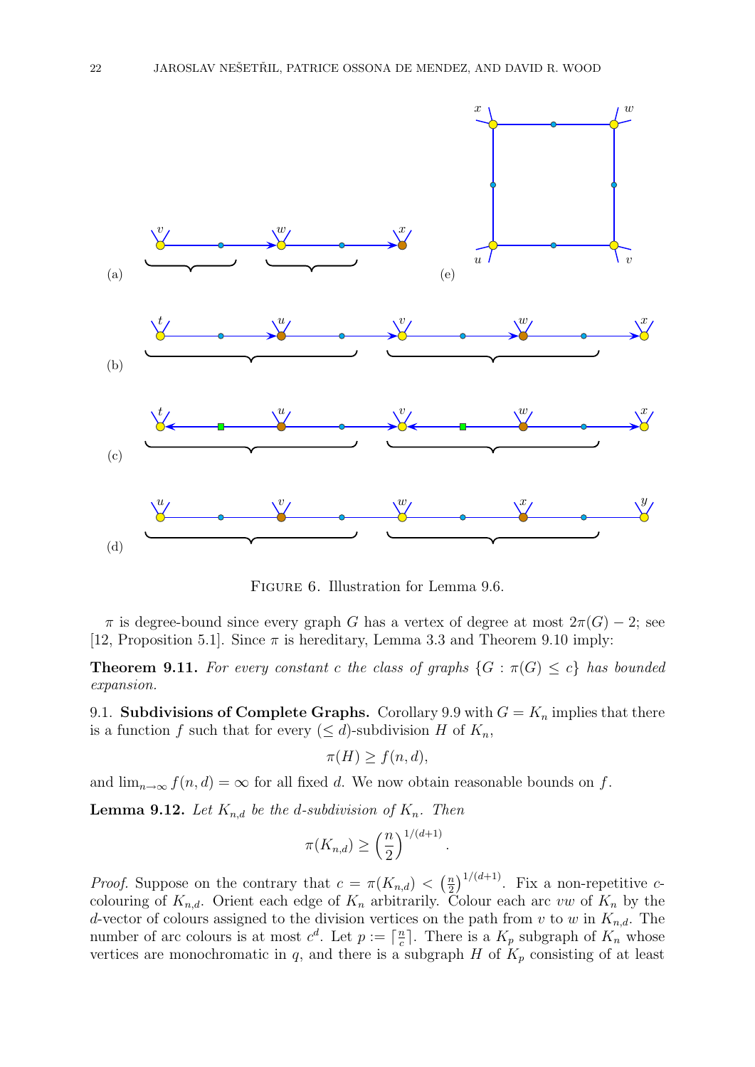FIGURE 6. Illustration for Lemma 9.6.

$\pi$ is degree-bound since every graph $G$ has a vertex of degree at most $2\pi(G) - 2$; see [12, Proposition 5.1]. Since $\pi$ is hereditary, Lemma 3.3 and Theorem 9.10 imply:

**Theorem 9.11.** *For every constant $c$ the class of graphs $\{G : \pi(G) \leq c\}$ has bounded expansion.*

9.1. **Subdivisions of Complete Graphs.** Corollary 9.9 with $G = K_n$ implies that there is a function $f$ such that for every $(\leq d)$-subdivision $H$ of $K_n$,

$$\pi(H) \geq f(n, d),$$

and $\lim_{n\to\infty} f(n, d) = \infty$ for all fixed $d$. We now obtain reasonable bounds on $f$.

**Lemma 9.12.** *Let $K_{n,d}$ be the $d$-subdivision of $K_n$. Then*

$$\pi(K_{n,d}) \geq \left(\frac{n}{2}\right)^{1/(d+1)}.$$

*Proof.* Suppose on the contrary that $c = \pi(K_{n,d}) < \left(\frac{n}{2}\right)^{1/(d+1)}$. Fix a non-repetitive $c$-colouring of $K_{n,d}$. Orient each edge of $K_n$ arbitrarily. Colour each arc $vw$ of $K_n$ by the $d$-vector of colours assigned to the division vertices on the path from $v$ to $w$ in $K_{n,d}$. The number of arc colours is at most $c^d$. Let $p := \lceil \frac{n}{c} \rceil$. There is a $K_p$ subgraph of $K_n$ whose vertices are monochromatic in $q$, and there is a subgraph $H$ of $K_p$ consisting of at least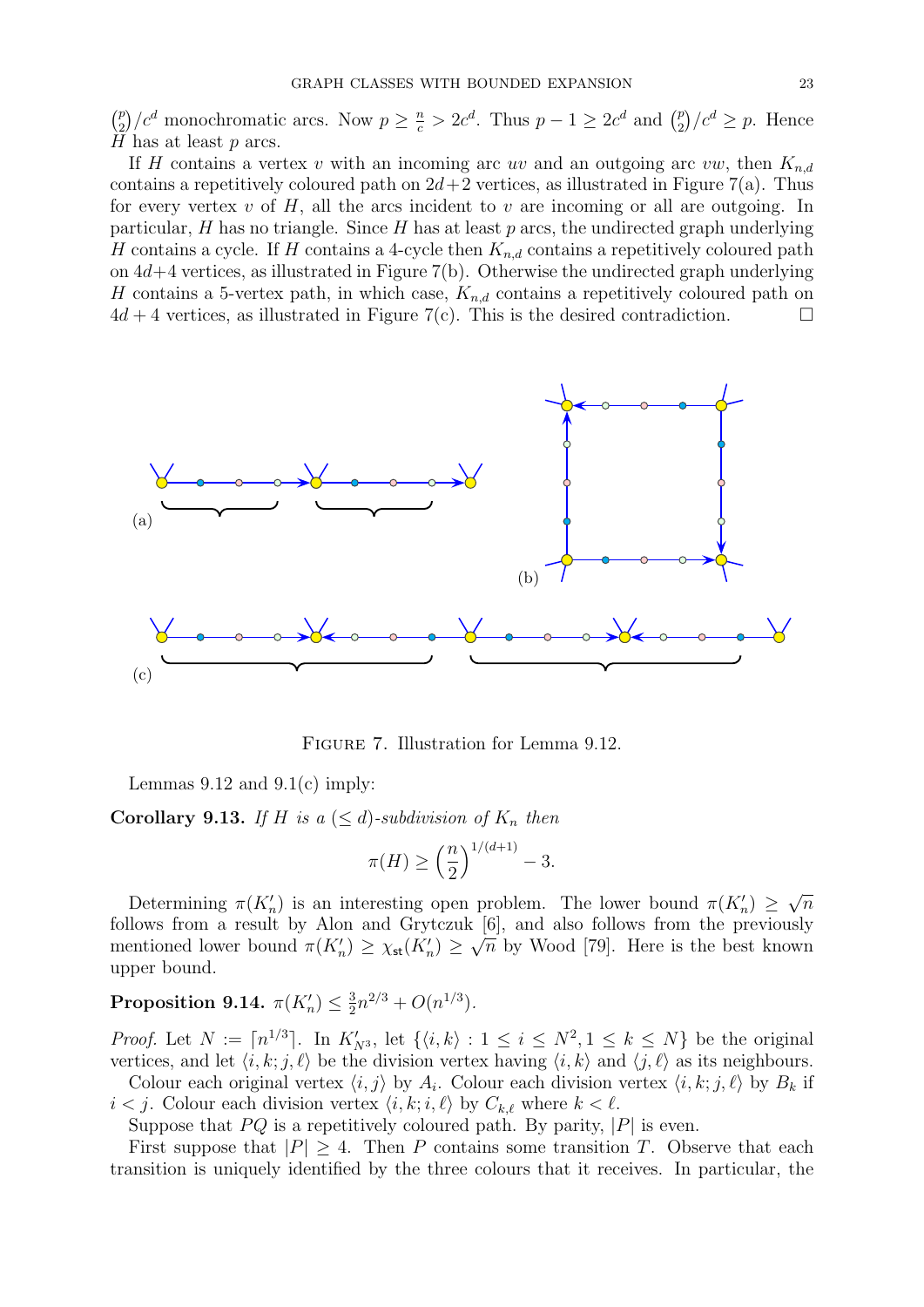$\binom{p}{2}/c^d$ monochromatic arcs. Now $p \geq \frac{n}{c} > 2c^d$. Thus $p-1 \geq 2c^d$ and $\binom{p}{2}/c^d \geq p$. Hence $H$ has at least $p$ arcs.

If $H$ contains a vertex $v$ with an incoming arc $uv$ and an outgoing arc $vw$, then $K_{n,d}$ contains a repetitively coloured path on $2d+2$ vertices, as illustrated in Figure 7(a). Thus for every vertex $v$ of $H$, all the arcs incident to $v$ are incoming or all are outgoing. In particular, $H$ has no triangle. Since $H$ has at least $p$ arcs, the undirected graph underlying $H$ contains a cycle. If $H$ contains a 4-cycle then $K_{n,d}$ contains a repetitively coloured path on $4d+4$ vertices, as illustrated in Figure 7(b). Otherwise the undirected graph underlying $H$ contains a 5-vertex path, in which case, $K_{n,d}$ contains a repetitively coloured path on $4d+4$ vertices, as illustrated in Figure 7(c). This is the desired contradiction. $\square$

Figure 7. Illustration for Lemma 9.12.

Lemmas 9.12 and 9.1(c) imply:

**Corollary 9.13.** *If $H$ is a $(\leq d)$-subdivision of $K_n$ then*

$$\pi(H) \geq \left(\frac{n}{2}\right)^{1/(d+1)} - 3.$$

Determining $\pi(K'_n)$ is an interesting open problem. The lower bound $\pi(K'_n) \geq \sqrt{n}$ follows from a result by Alon and Grytczuk [6], and also follows from the previously mentioned lower bound $\pi(K'_n) \geq \chi_{\mathsf{st}}(K'_n) \geq \sqrt{n}$ by Wood [79]. Here is the best known upper bound.

**Proposition 9.14.** $\pi(K'_n) \leq \frac{3}{2}n^{2/3} + O(n^{1/3})$.

*Proof.* Let $N := \lceil n^{1/3} \rceil$. In $K'_{N^3}$, let $\{\langle i,k\rangle : 1 \leq i \leq N^2, 1 \leq k \leq N\}$ be the original vertices, and let $\langle i,k;j,\ell\rangle$ be the division vertex having $\langle i,k\rangle$ and $\langle j,\ell\rangle$ as its neighbours.

Colour each original vertex $\langle i,j\rangle$ by $A_i$. Colour each division vertex $\langle i,k;j,\ell\rangle$ by $B_k$ if $i<j$. Colour each division vertex $\langle i,k;i,\ell\rangle$ by $C_{k,\ell}$ where $k<\ell$.

Suppose that $PQ$ is a repetitively coloured path. By parity, $|P|$ is even.

First suppose that $|P| \geq 4$. Then $P$ contains some transition $T$. Observe that each transition is uniquely identified by the three colours that it receives. In particular, the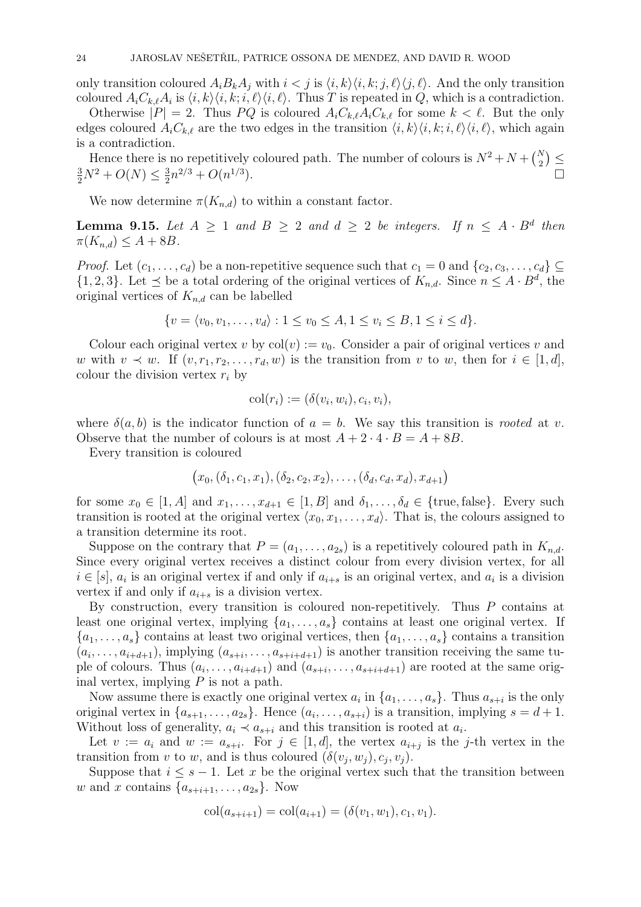only transition coloured $A_iB_kA_j$ with $i < j$ is $\langle i,k\rangle\langle i,k;j,\ell\rangle\langle j,\ell\rangle$. And the only transition coloured $A_iC_{k,\ell}A_i$ is $\langle i,k\rangle\langle i,k;i,\ell\rangle\langle i,\ell\rangle$. Thus $T$ is repeated in $Q$, which is a contradiction.

Otherwise $|P| = 2$. Thus $PQ$ is coloured $A_iC_{k,\ell}A_iC_{k,\ell}$ for some $k < \ell$. But the only edges coloured $A_iC_{k,\ell}$ are the two edges in the transition $\langle i,k\rangle\langle i,k;i,\ell\rangle\langle i,\ell\rangle$, which again is a contradiction.

Hence there is no repetitively coloured path. The number of colours is $N^2 + N + \binom{N}{2} \leq \frac{3}{2}N^2 + O(N) \leq \frac{3}{2}n^{2/3} + O(n^{1/3})$. □

We now determine $\pi(K_{n,d})$ to within a constant factor.

**Lemma 9.15.** *Let $A \geq 1$ and $B \geq 2$ and $d \geq 2$ be integers. If $n \leq A \cdot B^d$ then $\pi(K_{n,d}) \leq A + 8B$.*

*Proof.* Let $(c_1, \dots, c_d)$ be a non-repetitive sequence such that $c_1 = 0$ and $\{c_2, c_3, \dots, c_d\} \subseteq \{1, 2, 3\}$. Let $\preceq$ be a total ordering of the original vertices of $K_{n,d}$. Since $n \leq A \cdot B^d$, the original vertices of $K_{n,d}$ can be labelled

$$\{v = \langle v_0, v_1, \dots, v_d\rangle : 1 \leq v_0 \leq A, 1 \leq v_i \leq B, 1 \leq i \leq d\}.$$

Colour each original vertex $v$ by $\text{col}(v) := v_0$. Consider a pair of original vertices $v$ and $w$ with $v \prec w$. If $(v, r_1, r_2, \dots, r_d, w)$ is the transition from $v$ to $w$, then for $i \in [1, d]$, colour the division vertex $r_i$ by

$$\text{col}(r_i) := (\delta(v_i, w_i), c_i, v_i),$$

where $\delta(a, b)$ is the indicator function of $a = b$. We say this transition is *rooted* at $v$. Observe that the number of colours is at most $A + 2 \cdot 4 \cdot B = A + 8B$.

Every transition is coloured

$$\big(x_0, (\delta_1, c_1, x_1), (\delta_2, c_2, x_2), \dots, (\delta_d, c_d, x_d), x_{d+1}\big)$$

for some $x_0 \in [1, A]$ and $x_1, \dots, x_{d+1} \in [1, B]$ and $\delta_1, \dots, \delta_d \in \{\text{true}, \text{false}\}$. Every such transition is rooted at the original vertex $\langle x_0, x_1, \dots, x_d\rangle$. That is, the colours assigned to a transition determine its root.

Suppose on the contrary that $P = (a_1, \dots, a_{2s})$ is a repetitively coloured path in $K_{n,d}$. Since every original vertex receives a distinct colour from every division vertex, for all $i \in [s]$, $a_i$ is an original vertex if and only if $a_{i+s}$ is an original vertex, and $a_i$ is a division vertex if and only if $a_{i+s}$ is a division vertex.

By construction, every transition is coloured non-repetitively. Thus $P$ contains at least one original vertex, implying $\{a_1, \dots, a_s\}$ contains at least one original vertex. If $\{a_1, \dots, a_s\}$ contains at least two original vertices, then $\{a_1, \dots, a_s\}$ contains a transition $(a_i, \dots, a_{i+d+1})$, implying $(a_{s+i}, \dots, a_{s+i+d+1})$ is another transition receiving the same tuple of colours. Thus $(a_i, \dots, a_{i+d+1})$ and $(a_{s+i}, \dots, a_{s+i+d+1})$ are rooted at the same original vertex, implying $P$ is not a path.

Now assume there is exactly one original vertex $a_i$ in $\{a_1, \dots, a_s\}$. Thus $a_{s+i}$ is the only original vertex in $\{a_{s+1}, \dots, a_{2s}\}$. Hence $(a_i, \dots, a_{s+i})$ is a transition, implying $s = d + 1$. Without loss of generality, $a_i \prec a_{s+i}$ and this transition is rooted at $a_i$.

Let $v := a_i$ and $w := a_{s+i}$. For $j \in [1, d]$, the vertex $a_{i+j}$ is the $j$-th vertex in the transition from $v$ to $w$, and is thus coloured $(\delta(v_j, w_j), c_j, v_j)$.

Suppose that $i \leq s - 1$. Let $x$ be the original vertex such that the transition between $w$ and $x$ contains $\{a_{s+i+1}, \dots, a_{2s}\}$. Now

$$\text{col}(a_{s+i+1}) = \text{col}(a_{i+1}) = (\delta(v_1, w_1), c_1, v_1).$$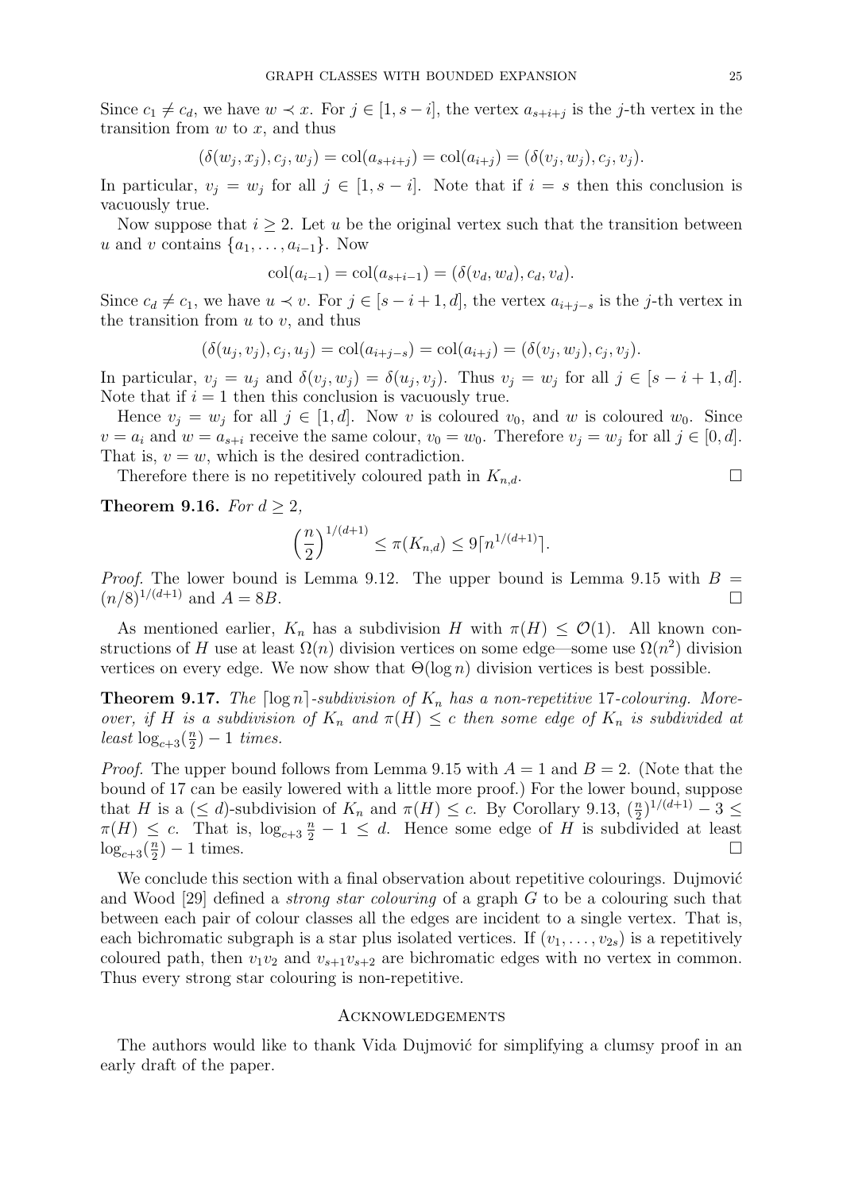Since $c_1 \neq c_d$, we have $w \prec x$. For $j \in [1, s-i]$, the vertex $a_{s+i+j}$ is the $j$-th vertex in the transition from $w$ to $x$, and thus

$$(\delta(w_j, x_j), c_j, w_j) = \text{col}(a_{s+i+j}) = \text{col}(a_{i+j}) = (\delta(v_j, w_j), c_j, v_j).$$

In particular, $v_j = w_j$ for all $j \in [1, s-i]$. Note that if $i = s$ then this conclusion is vacuously true.

Now suppose that $i \geq 2$. Let $u$ be the original vertex such that the transition between $u$ and $v$ contains $\{a_1, \dots, a_{i-1}\}$. Now

$$\text{col}(a_{i-1}) = \text{col}(a_{s+i-1}) = (\delta(v_d, w_d), c_d, v_d).$$

Since $c_d \neq c_1$, we have $u \prec v$. For $j \in [s-i+1, d]$, the vertex $a_{i+j-s}$ is the $j$-th vertex in the transition from $u$ to $v$, and thus

$$(\delta(u_j, v_j), c_j, u_j) = \text{col}(a_{i+j-s}) = \text{col}(a_{i+j}) = (\delta(v_j, w_j), c_j, v_j).$$

In particular, $v_j = u_j$ and $\delta(v_j, w_j) = \delta(u_j, v_j)$. Thus $v_j = w_j$ for all $j \in [s-i+1, d]$. Note that if $i = 1$ then this conclusion is vacuously true.

Hence $v_j = w_j$ for all $j \in [1, d]$. Now $v$ is coloured $v_0$, and $w$ is coloured $w_0$. Since $v = a_i$ and $w = a_{s+i}$ receive the same colour, $v_0 = w_0$. Therefore $v_j = w_j$ for all $j \in [0, d]$. That is, $v = w$, which is the desired contradiction.

Therefore there is no repetitively coloured path in $K_{n,d}$. □

**Theorem 9.16.** *For $d \geq 2$,*

$$\left(\frac{n}{2}\right)^{1/(d+1)} \leq \pi(K_{n,d}) \leq 9\lceil n^{1/(d+1)} \rceil.$$

*Proof.* The lower bound is Lemma 9.12. The upper bound is Lemma 9.15 with $B = (n/8)^{1/(d+1)}$ and $A = 8B$. □

As mentioned earlier, $K_n$ has a subdivision $H$ with $\pi(H) \leq \mathcal{O}(1)$. All known constructions of $H$ use at least $\Omega(n)$ division vertices on some edge—some use $\Omega(n^2)$ division vertices on every edge. We now show that $\Theta(\log n)$ division vertices is best possible.

**Theorem 9.17.** *The $\lceil \log n \rceil$-subdivision of $K_n$ has a non-repetitive 17-colouring. Moreover, if $H$ is a subdivision of $K_n$ and $\pi(H) \leq c$ then some edge of $K_n$ is subdivided at least $\log_{c+3}(\frac{n}{2}) - 1$ times.*

*Proof.* The upper bound follows from Lemma 9.15 with $A = 1$ and $B = 2$. (Note that the bound of 17 can be easily lowered with a little more proof.) For the lower bound, suppose that $H$ is a $(\leq d)$-subdivision of $K_n$ and $\pi(H) \leq c$. By Corollary 9.13, $(\frac{n}{2})^{1/(d+1)} - 3 \leq \pi(H) \leq c$. That is, $\log_{c+3} \frac{n}{2} - 1 \leq d$. Hence some edge of $H$ is subdivided at least $\log_{c+3}(\frac{n}{2}) - 1$ times. □

We conclude this section with a final observation about repetitive colourings. Dujmović and Wood [29] defined a *strong star colouring* of a graph $G$ to be a colouring such that between each pair of colour classes all the edges are incident to a single vertex. That is, each bichromatic subgraph is a star plus isolated vertices. If $(v_1, \dots, v_{2s})$ is a repetitively coloured path, then $v_1v_2$ and $v_{s+1}v_{s+2}$ are bichromatic edges with no vertex in common. Thus every strong star colouring is non-repetitive.

## Acknowledgements

The authors would like to thank Vida Dujmović for simplifying a clumsy proof in an early draft of the paper.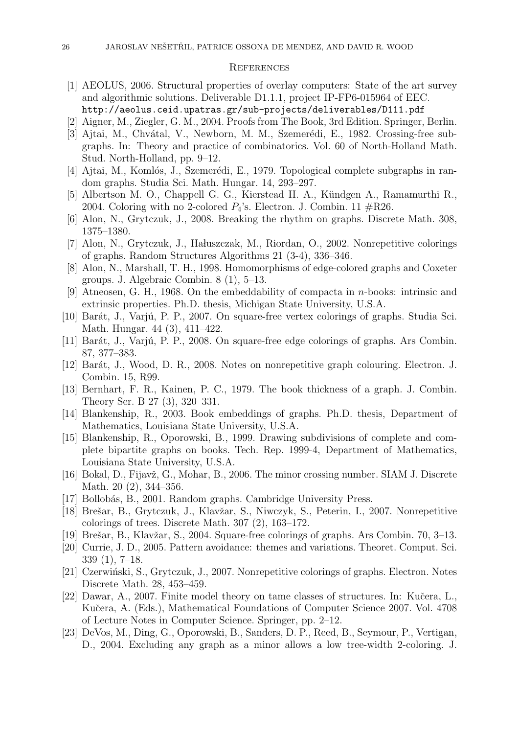## References

[1] AEOLUS, 2006. Structural properties of overlay computers: State of the art survey and algorithmic solutions. Deliverable D1.1.1, project IP-FP6-015964 of EEC. `http://aeolus.ceid.upatras.gr/sub-projects/deliverables/D111.pdf`

[2] Aigner, M., Ziegler, G. M., 2004. Proofs from The Book, 3rd Edition. Springer, Berlin.

[3] Ajtai, M., Chvátal, V., Newborn, M. M., Szemerédi, E., 1982. Crossing-free subgraphs. In: Theory and practice of combinatorics. Vol. 60 of North-Holland Math. Stud. North-Holland, pp. 9–12.

[4] Ajtai, M., Komlós, J., Szemerédi, E., 1979. Topological complete subgraphs in random graphs. Studia Sci. Math. Hungar. 14, 293–297.

[5] Albertson M. O., Chappell G. G., Kierstead H. A., Kündgen A., Ramamurthi R., 2004. Coloring with no 2-colored $P_4$'s. Electron. J. Combin. 11 #R26.

[6] Alon, N., Grytczuk, J., 2008. Breaking the rhythm on graphs. Discrete Math. 308, 1375–1380.

[7] Alon, N., Grytczuk, J., Hałuszczak, M., Riordan, O., 2002. Nonrepetitive colorings of graphs. Random Structures Algorithms 21 (3-4), 336–346.

[8] Alon, N., Marshall, T. H., 1998. Homomorphisms of edge-colored graphs and Coxeter groups. J. Algebraic Combin. 8 (1), 5–13.

[9] Atneosen, G. H., 1968. On the embeddability of compacta in $n$-books: intrinsic and extrinsic properties. Ph.D. thesis, Michigan State University, U.S.A.

[10] Barát, J., Varjú, P. P., 2007. On square-free vertex colorings of graphs. Studia Sci. Math. Hungar. 44 (3), 411–422.

[11] Barát, J., Varjú, P. P., 2008. On square-free edge colorings of graphs. Ars Combin. 87, 377–383.

[12] Barát, J., Wood, D. R., 2008. Notes on nonrepetitive graph colouring. Electron. J. Combin. 15, R99.

[13] Bernhart, F. R., Kainen, P. C., 1979. The book thickness of a graph. J. Combin. Theory Ser. B 27 (3), 320–331.

[14] Blankenship, R., 2003. Book embeddings of graphs. Ph.D. thesis, Department of Mathematics, Louisiana State University, U.S.A.

[15] Blankenship, R., Oporowski, B., 1999. Drawing subdivisions of complete and complete bipartite graphs on books. Tech. Rep. 1999-4, Department of Mathematics, Louisiana State University, U.S.A.

[16] Bokal, D., Fijavž, G., Mohar, B., 2006. The minor crossing number. SIAM J. Discrete Math. 20 (2), 344–356.

[17] Bollobás, B., 2001. Random graphs. Cambridge University Press.

[18] Brešar, B., Grytczuk, J., Klavžar, S., Niwczyk, S., Peterin, I., 2007. Nonrepetitive colorings of trees. Discrete Math. 307 (2), 163–172.

[19] Brešar, B., Klavžar, S., 2004. Square-free colorings of graphs. Ars Combin. 70, 3–13.

[20] Currie, J. D., 2005. Pattern avoidance: themes and variations. Theoret. Comput. Sci. 339 (1), 7–18.

[21] Czerwiński, S., Grytczuk, J., 2007. Nonrepetitive colorings of graphs. Electron. Notes Discrete Math. 28, 453–459.

[22] Dawar, A., 2007. Finite model theory on tame classes of structures. In: Kučera, L., Kučera, A. (Eds.), Mathematical Foundations of Computer Science 2007. Vol. 4708 of Lecture Notes in Computer Science. Springer, pp. 2–12.

[23] DeVos, M., Ding, G., Oporowski, B., Sanders, D. P., Reed, B., Seymour, P., Vertigan, D., 2004. Excluding any graph as a minor allows a low tree-width 2-coloring. J.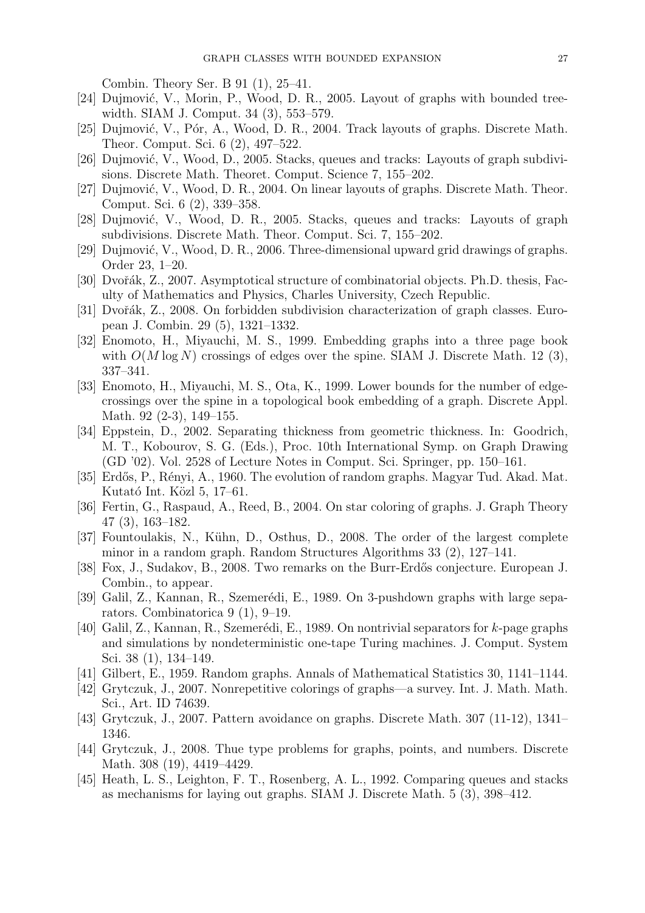Combin. Theory Ser. B 91 (1), 25–41.

- [24] Dujmović, V., Morin, P., Wood, D. R., 2005. Layout of graphs with bounded tree-width. SIAM J. Comput. 34 (3), 553–579.
- [25] Dujmović, V., Pór, A., Wood, D. R., 2004. Track layouts of graphs. Discrete Math. Theor. Comput. Sci. 6 (2), 497–522.
- [26] Dujmović, V., Wood, D., 2005. Stacks, queues and tracks: Layouts of graph subdivisions. Discrete Math. Theoret. Comput. Science 7, 155–202.
- [27] Dujmović, V., Wood, D. R., 2004. On linear layouts of graphs. Discrete Math. Theor. Comput. Sci. 6 (2), 339–358.
- [28] Dujmović, V., Wood, D. R., 2005. Stacks, queues and tracks: Layouts of graph subdivisions. Discrete Math. Theor. Comput. Sci. 7, 155–202.
- [29] Dujmović, V., Wood, D. R., 2006. Three-dimensional upward grid drawings of graphs. Order 23, 1–20.
- [30] Dvořák, Z., 2007. Asymptotical structure of combinatorial objects. Ph.D. thesis, Faculty of Mathematics and Physics, Charles University, Czech Republic.
- [31] Dvořák, Z., 2008. On forbidden subdivision characterization of graph classes. European J. Combin. 29 (5), 1321–1332.
- [32] Enomoto, H., Miyauchi, M. S., 1999. Embedding graphs into a three page book with $O(M \log N)$ crossings of edges over the spine. SIAM J. Discrete Math. 12 (3), 337–341.
- [33] Enomoto, H., Miyauchi, M. S., Ota, K., 1999. Lower bounds for the number of edge-crossings over the spine in a topological book embedding of a graph. Discrete Appl. Math. 92 (2-3), 149–155.
- [34] Eppstein, D., 2002. Separating thickness from geometric thickness. In: Goodrich, M. T., Kobourov, S. G. (Eds.), Proc. 10th International Symp. on Graph Drawing (GD '02). Vol. 2528 of Lecture Notes in Comput. Sci. Springer, pp. 150–161.
- [35] Erdős, P., Rényi, A., 1960. The evolution of random graphs. Magyar Tud. Akad. Mat. Kutató Int. Közl 5, 17–61.
- [36] Fertin, G., Raspaud, A., Reed, B., 2004. On star coloring of graphs. J. Graph Theory 47 (3), 163–182.
- [37] Fountoulakis, N., Kühn, D., Osthus, D., 2008. The order of the largest complete minor in a random graph. Random Structures Algorithms 33 (2), 127–141.
- [38] Fox, J., Sudakov, B., 2008. Two remarks on the Burr-Erdős conjecture. European J. Combin., to appear.
- [39] Galil, Z., Kannan, R., Szemerédi, E., 1989. On 3-pushdown graphs with large separators. Combinatorica 9 (1), 9–19.
- [40] Galil, Z., Kannan, R., Szemerédi, E., 1989. On nontrivial separators for $k$-page graphs and simulations by nondeterministic one-tape Turing machines. J. Comput. System Sci. 38 (1), 134–149.
- [41] Gilbert, E., 1959. Random graphs. Annals of Mathematical Statistics 30, 1141–1144.
- [42] Grytczuk, J., 2007. Nonrepetitive colorings of graphs—a survey. Int. J. Math. Math. Sci., Art. ID 74639.
- [43] Grytczuk, J., 2007. Pattern avoidance on graphs. Discrete Math. 307 (11-12), 1341–1346.
- [44] Grytczuk, J., 2008. Thue type problems for graphs, points, and numbers. Discrete Math. 308 (19), 4419–4429.
- [45] Heath, L. S., Leighton, F. T., Rosenberg, A. L., 1992. Comparing queues and stacks as mechanisms for laying out graphs. SIAM J. Discrete Math. 5 (3), 398–412.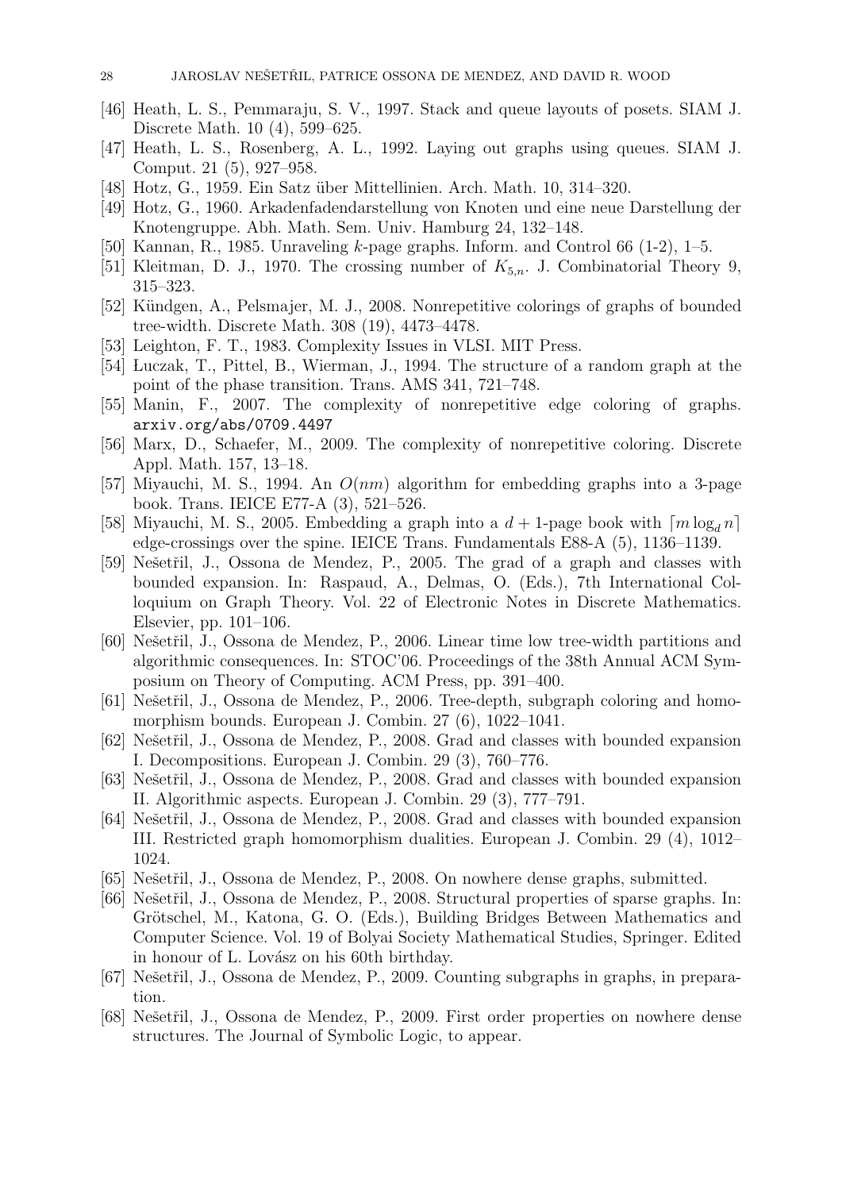[46] Heath, L. S., Pemmaraju, S. V., 1997. Stack and queue layouts of posets. SIAM J. Discrete Math. 10 (4), 599–625.

[47] Heath, L. S., Rosenberg, A. L., 1992. Laying out graphs using queues. SIAM J. Comput. 21 (5), 927–958.

[48] Hotz, G., 1959. Ein Satz über Mittellinien. Arch. Math. 10, 314–320.

[49] Hotz, G., 1960. Arkadenfadendarstellung von Knoten und eine neue Darstellung der Knotengruppe. Abh. Math. Sem. Univ. Hamburg 24, 132–148.

[50] Kannan, R., 1985. Unraveling $k$-page graphs. Inform. and Control 66 (1-2), 1–5.

[51] Kleitman, D. J., 1970. The crossing number of $K_{5,n}$. J. Combinatorial Theory 9, 315–323.

[52] Kündgen, A., Pelsmajer, M. J., 2008. Nonrepetitive colorings of graphs of bounded tree-width. Discrete Math. 308 (19), 4473–4478.

[53] Leighton, F. T., 1983. Complexity Issues in VLSI. MIT Press.

[54] Łuczak, T., Pittel, B., Wierman, J., 1994. The structure of a random graph at the point of the phase transition. Trans. AMS 341, 721–748.

[55] Manin, F., 2007. The complexity of nonrepetitive edge coloring of graphs. arxiv.org/abs/0709.4497

[56] Marx, D., Schaefer, M., 2009. The complexity of nonrepetitive coloring. Discrete Appl. Math. 157, 13–18.

[57] Miyauchi, M. S., 1994. An $O(nm)$ algorithm for embedding graphs into a 3-page book. Trans. IEICE E77-A (3), 521–526.

[58] Miyauchi, M. S., 2005. Embedding a graph into a $d+1$-page book with $\lceil m \log_d n \rceil$ edge-crossings over the spine. IEICE Trans. Fundamentals E88-A (5), 1136–1139.

[59] Nešetřil, J., Ossona de Mendez, P., 2005. The grad of a graph and classes with bounded expansion. In: Raspaud, A., Delmas, O. (Eds.), 7th International Colloquium on Graph Theory. Vol. 22 of Electronic Notes in Discrete Mathematics. Elsevier, pp. 101–106.

[60] Nešetřil, J., Ossona de Mendez, P., 2006. Linear time low tree-width partitions and algorithmic consequences. In: STOC'06. Proceedings of the 38th Annual ACM Symposium on Theory of Computing. ACM Press, pp. 391–400.

[61] Nešetřil, J., Ossona de Mendez, P., 2006. Tree-depth, subgraph coloring and homomorphism bounds. European J. Combin. 27 (6), 1022–1041.

[62] Nešetřil, J., Ossona de Mendez, P., 2008. Grad and classes with bounded expansion I. Decompositions. European J. Combin. 29 (3), 760–776.

[63] Nešetřil, J., Ossona de Mendez, P., 2008. Grad and classes with bounded expansion II. Algorithmic aspects. European J. Combin. 29 (3), 777–791.

[64] Nešetřil, J., Ossona de Mendez, P., 2008. Grad and classes with bounded expansion III. Restricted graph homomorphism dualities. European J. Combin. 29 (4), 1012–1024.

[65] Nešetřil, J., Ossona de Mendez, P., 2008. On nowhere dense graphs, submitted.

[66] Nešetřil, J., Ossona de Mendez, P., 2008. Structural properties of sparse graphs. In: Grötschel, M., Katona, G. O. (Eds.), Building Bridges Between Mathematics and Computer Science. Vol. 19 of Bolyai Society Mathematical Studies, Springer. Edited in honour of L. Lovász on his 60th birthday.

[67] Nešetřil, J., Ossona de Mendez, P., 2009. Counting subgraphs in graphs, in preparation.

[68] Nešetřil, J., Ossona de Mendez, P., 2009. First order properties on nowhere dense structures. The Journal of Symbolic Logic, to appear.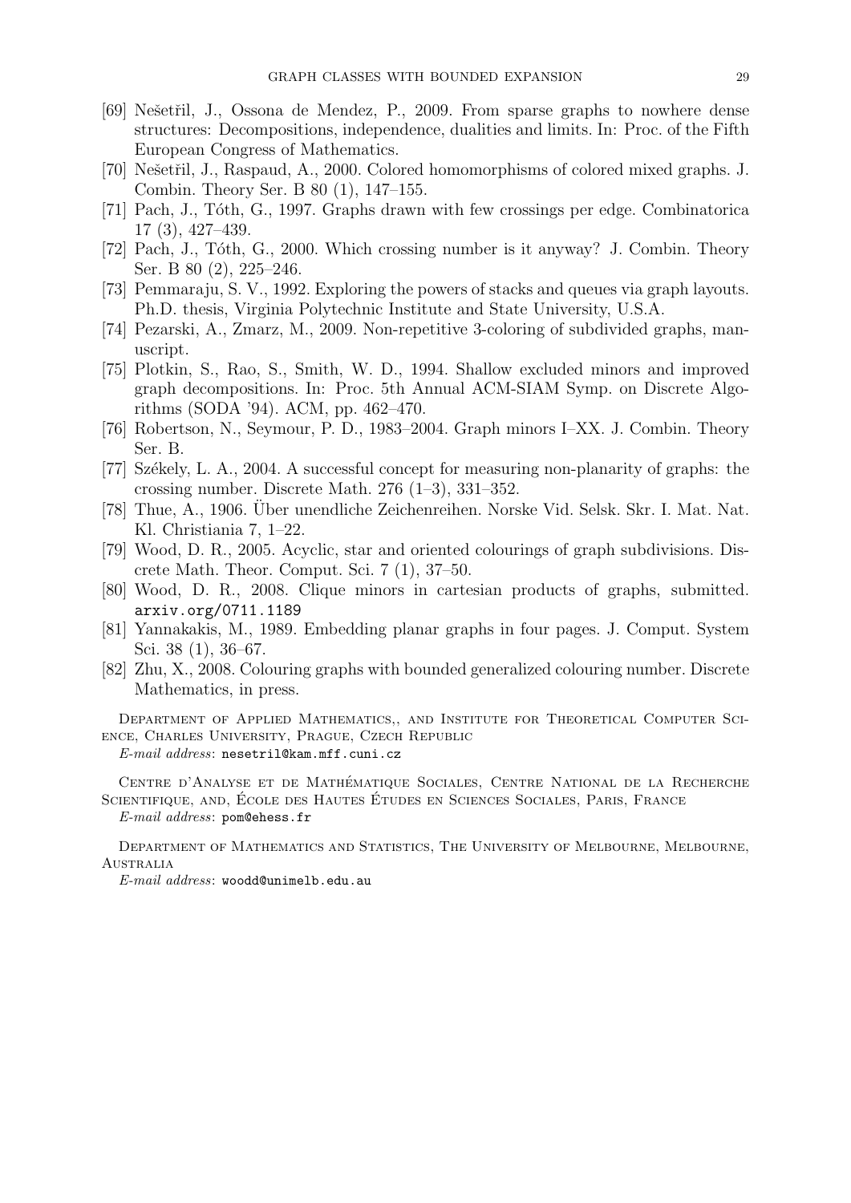[69] Nešetřil, J., Ossona de Mendez, P., 2009. From sparse graphs to nowhere dense structures: Decompositions, independence, dualities and limits. In: Proc. of the Fifth European Congress of Mathematics.

[70] Nešetřil, J., Raspaud, A., 2000. Colored homomorphisms of colored mixed graphs. J. Combin. Theory Ser. B 80 (1), 147–155.

[71] Pach, J., Tóth, G., 1997. Graphs drawn with few crossings per edge. Combinatorica 17 (3), 427–439.

[72] Pach, J., Tóth, G., 2000. Which crossing number is it anyway? J. Combin. Theory Ser. B 80 (2), 225–246.

[73] Pemmaraju, S. V., 1992. Exploring the powers of stacks and queues via graph layouts. Ph.D. thesis, Virginia Polytechnic Institute and State University, U.S.A.

[74] Pezarski, A., Zmarz, M., 2009. Non-repetitive 3-coloring of subdivided graphs, manuscript.

[75] Plotkin, S., Rao, S., Smith, W. D., 1994. Shallow excluded minors and improved graph decompositions. In: Proc. 5th Annual ACM-SIAM Symp. on Discrete Algorithms (SODA '94). ACM, pp. 462–470.

[76] Robertson, N., Seymour, P. D., 1983–2004. Graph minors I–XX. J. Combin. Theory Ser. B.

[77] Székely, L. A., 2004. A successful concept for measuring non-planarity of graphs: the crossing number. Discrete Math. 276 (1–3), 331–352.

[78] Thue, A., 1906. Über unendliche Zeichenreihen. Norske Vid. Selsk. Skr. I. Mat. Nat. Kl. Christiania 7, 1–22.

[79] Wood, D. R., 2005. Acyclic, star and oriented colourings of graph subdivisions. Discrete Math. Theor. Comput. Sci. 7 (1), 37–50.

[80] Wood, D. R., 2008. Clique minors in cartesian products of graphs, submitted. arxiv.org/0711.1189

[81] Yannakakis, M., 1989. Embedding planar graphs in four pages. J. Comput. System Sci. 38 (1), 36–67.

[82] Zhu, X., 2008. Colouring graphs with bounded generalized colouring number. Discrete Mathematics, in press.

Department of Applied Mathematics,, and Institute for Theoretical Computer Science, Charles University, Prague, Czech Republic

*E-mail address*: nesetril@kam.mff.cuni.cz

Centre d'Analyse et de Mathématique Sociales, Centre National de la Recherche Scientifique, and, École des Hautes Études en Sciences Sociales, Paris, France

*E-mail address*: pom@ehess.fr

Department of Mathematics and Statistics, The University of Melbourne, Melbourne, Australia

*E-mail address*: woodd@unimelb.edu.au